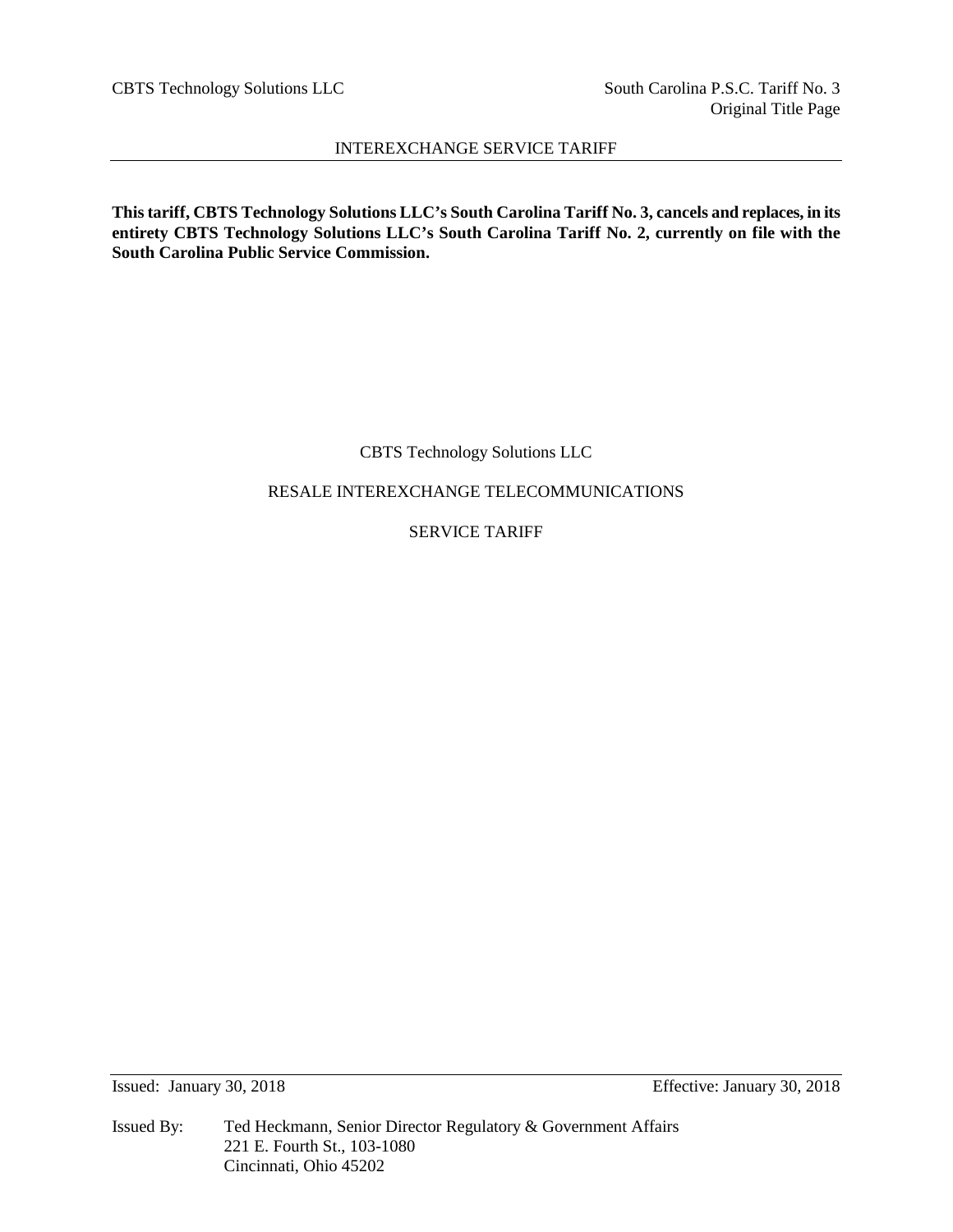CBTS Technology Solutions LLC

South Carolina P.S.C. Tariff No. 3
Original Title Page

INTEREXCHANGE SERVICE TARIFF

**This tariff, CBTS Technology Solutions LLC's South Carolina Tariff No. 3, cancels and replaces, in its entirety CBTS Technology Solutions LLC's South Carolina Tariff No. 2, currently on file with the South Carolina Public Service Commission.**

CBTS Technology Solutions LLC

RESALE INTEREXCHANGE TELECOMMUNICATIONS

SERVICE TARIFF

Issued: January 30, 2018

Effective: January 30, 2018

Issued By: Ted Heckmann, Senior Director Regulatory & Government Affairs
221 E. Fourth St., 103-1080
Cincinnati, Ohio 45202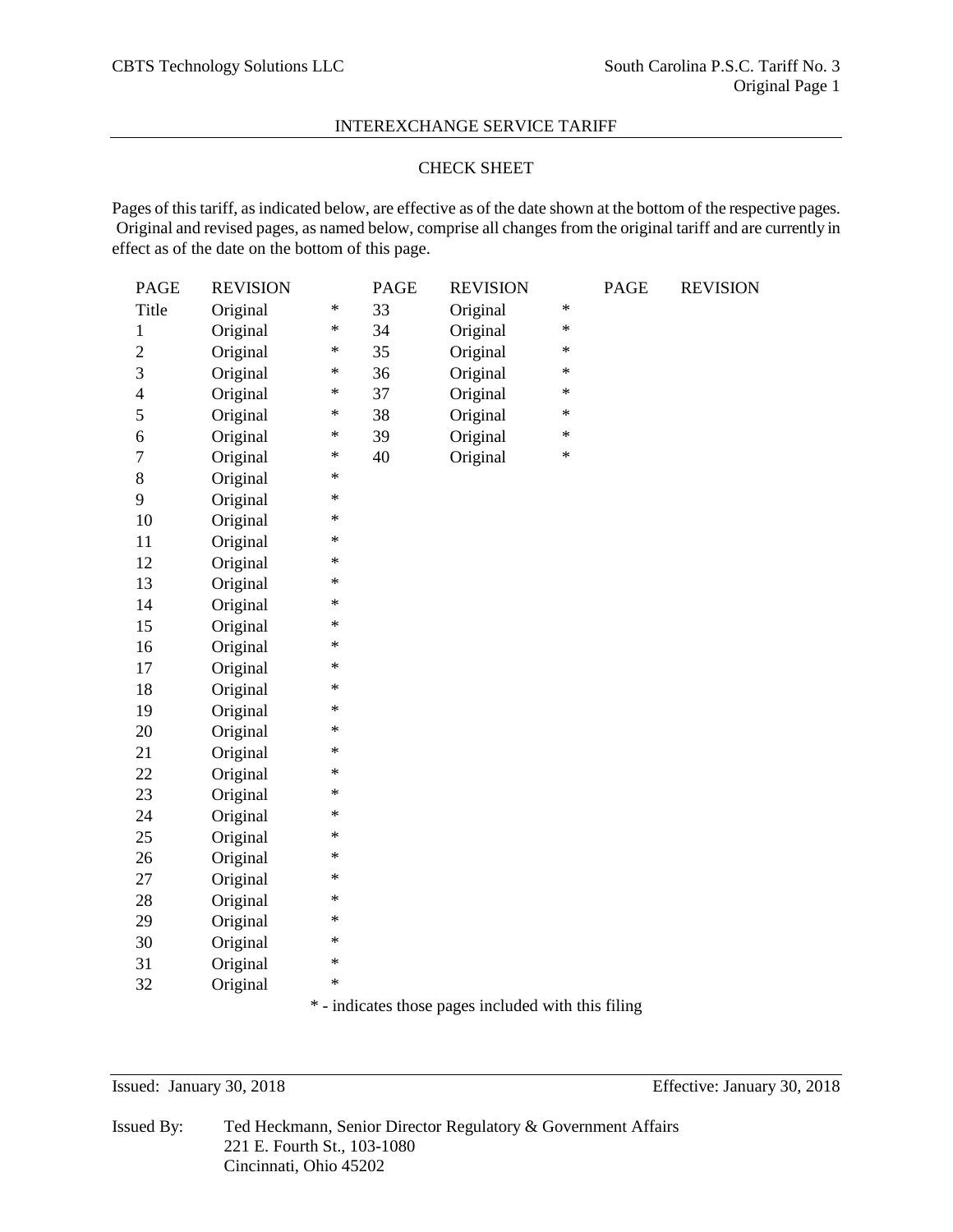INTEREXCHANGE SERVICE TARIFF

## CHECK SHEET

Pages of this tariff, as indicated below, are effective as of the date shown at the bottom of the respective pages. Original and revised pages, as named below, comprise all changes from the original tariff and are currently in effect as of the date on the bottom of this page.

| PAGE | REVISION | | PAGE | REVISION | | PAGE | REVISION |
|---|---|---|---|---|---|---|---|
| Title | Original | * | 33 | Original | * | | |
| 1 | Original | * | 34 | Original | * | | |
| 2 | Original | * | 35 | Original | * | | |
| 3 | Original | * | 36 | Original | * | | |
| 4 | Original | * | 37 | Original | * | | |
| 5 | Original | * | 38 | Original | * | | |
| 6 | Original | * | 39 | Original | * | | |
| 7 | Original | * | 40 | Original | * | | |
| 8 | Original | * | | | | | |
| 9 | Original | * | | | | | |
| 10 | Original | * | | | | | |
| 11 | Original | * | | | | | |
| 12 | Original | * | | | | | |
| 13 | Original | * | | | | | |
| 14 | Original | * | | | | | |
| 15 | Original | * | | | | | |
| 16 | Original | * | | | | | |
| 17 | Original | * | | | | | |
| 18 | Original | * | | | | | |
| 19 | Original | * | | | | | |
| 20 | Original | * | | | | | |
| 21 | Original | * | | | | | |
| 22 | Original | * | | | | | |
| 23 | Original | * | | | | | |
| 24 | Original | * | | | | | |
| 25 | Original | * | | | | | |
| 26 | Original | * | | | | | |
| 27 | Original | * | | | | | |
| 28 | Original | * | | | | | |
| 29 | Original | * | | | | | |
| 30 | Original | * | | | | | |
| 31 | Original | * | | | | | |
| 32 | Original | * | | | | | |

* - indicates those pages included with this filing

Issued: January 30, 2018 — Effective: January 30, 2018

Issued By: Ted Heckmann, Senior Director Regulatory & Government Affairs
221 E. Fourth St., 103-1080
Cincinnati, Ohio 45202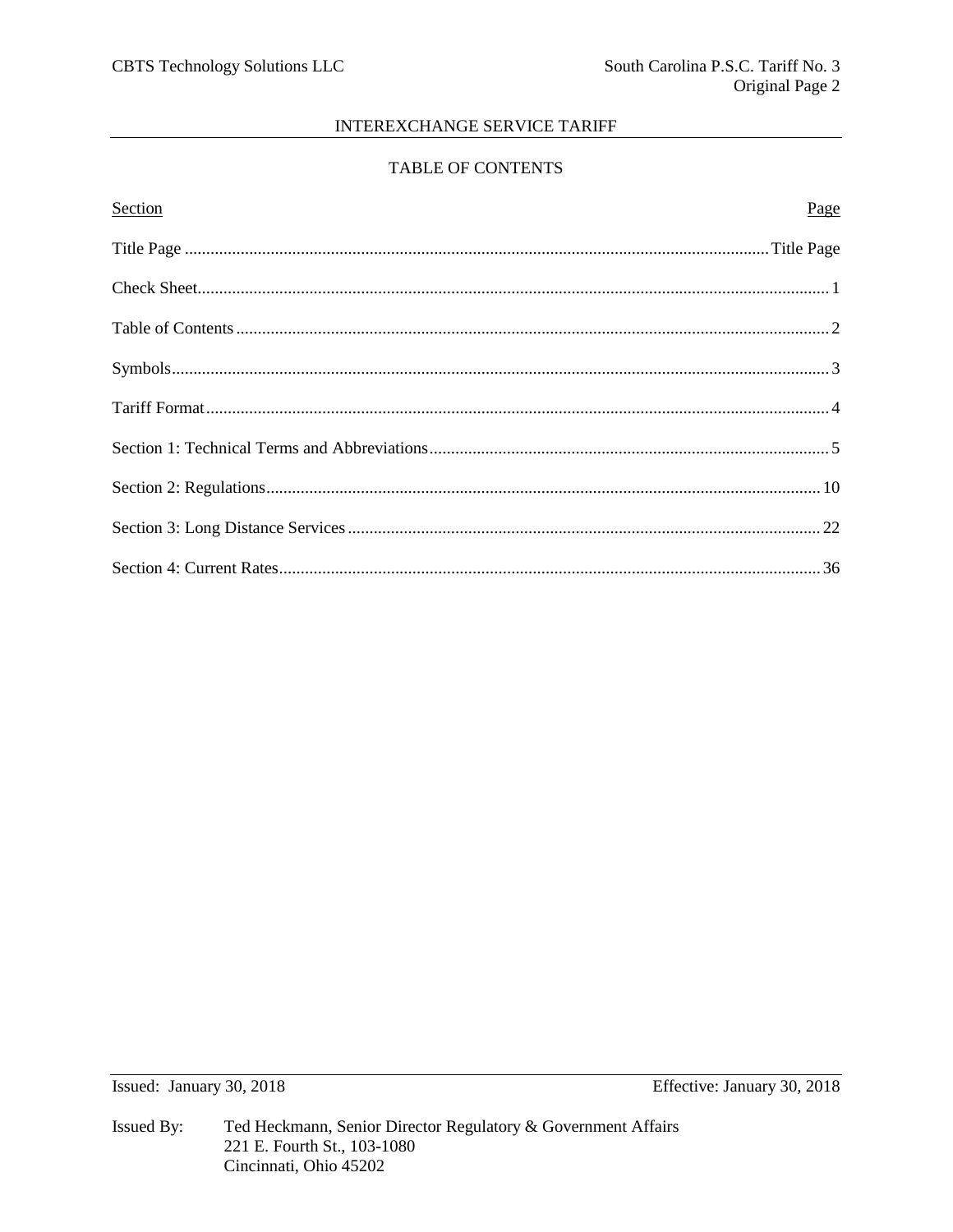# INTEREXCHANGE SERVICE TARIFF

## TABLE OF CONTENTS

| Section | Page |
|---|---|
| Title Page | Title Page |
| Check Sheet | 1 |
| Table of Contents | 2 |
| Symbols | 3 |
| Tariff Format | 4 |
| Section 1: Technical Terms and Abbreviations | 5 |
| Section 2: Regulations | 10 |
| Section 3: Long Distance Services | 22 |
| Section 4: Current Rates | 36 |

Issued: January 30, 2018 Effective: January 30, 2018

Issued By: Ted Heckmann, Senior Director Regulatory & Government Affairs
221 E. Fourth St., 103-1080
Cincinnati, Ohio 45202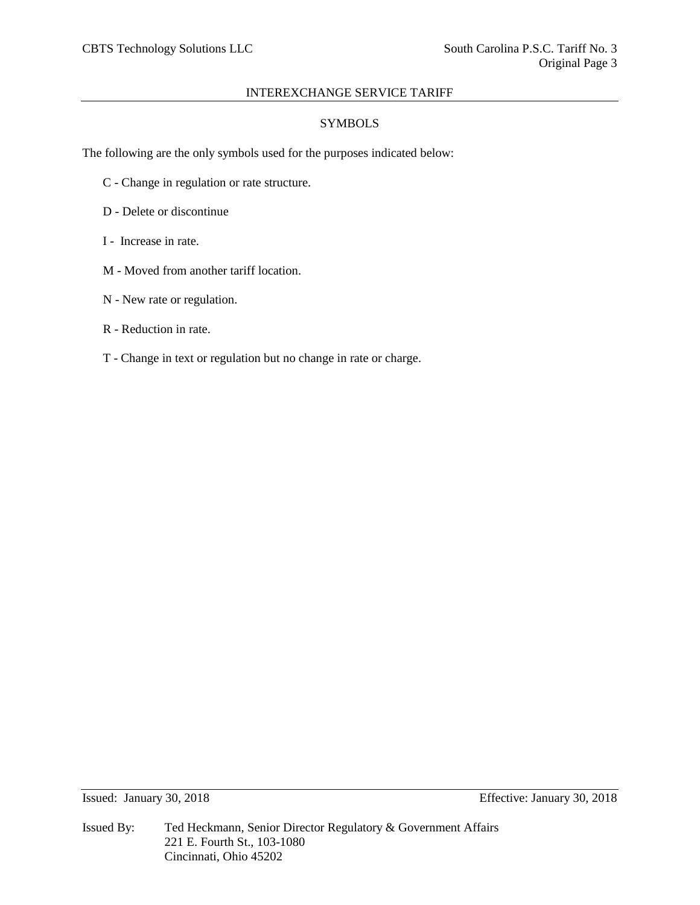## SYMBOLS

The following are the only symbols used for the purposes indicated below:

- C - Change in regulation or rate structure.
- D - Delete or discontinue
- I - Increase in rate.
- M - Moved from another tariff location.
- N - New rate or regulation.
- R - Reduction in rate.
- T - Change in text or regulation but no change in rate or charge.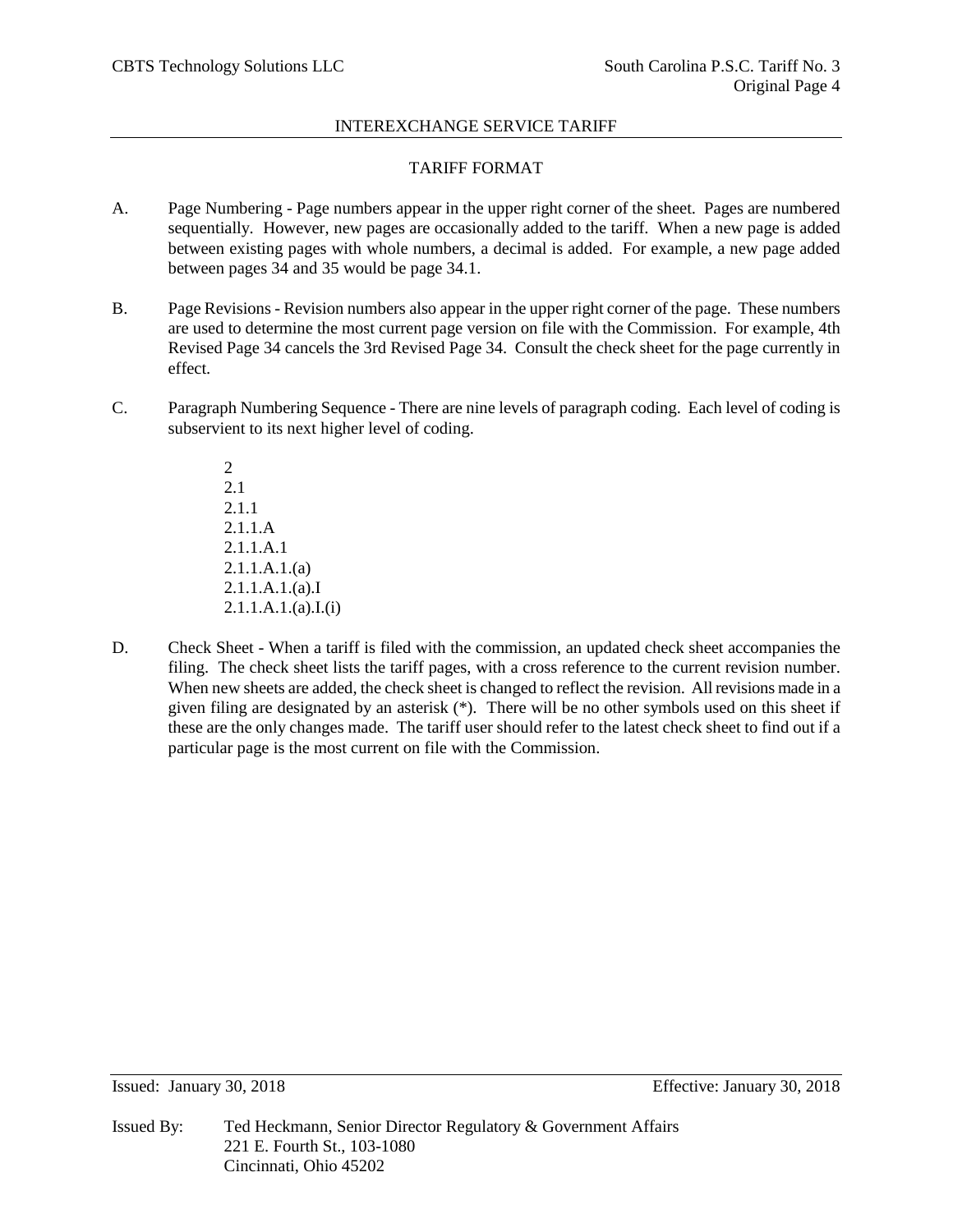# TARIFF FORMAT

A. Page Numbering - Page numbers appear in the upper right corner of the sheet. Pages are numbered sequentially. However, new pages are occasionally added to the tariff. When a new page is added between existing pages with whole numbers, a decimal is added. For example, a new page added between pages 34 and 35 would be page 34.1.

B. Page Revisions - Revision numbers also appear in the upper right corner of the page. These numbers are used to determine the most current page version on file with the Commission. For example, 4th Revised Page 34 cancels the 3rd Revised Page 34. Consult the check sheet for the page currently in effect.

C. Paragraph Numbering Sequence - There are nine levels of paragraph coding. Each level of coding is subservient to its next higher level of coding.

   2
   2.1
   2.1.1
   2.1.1.A
   2.1.1.A.1
   2.1.1.A.1.(a)
   2.1.1.A.1.(a).I
   2.1.1.A.1.(a).I.(i)

D. Check Sheet - When a tariff is filed with the commission, an updated check sheet accompanies the filing. The check sheet lists the tariff pages, with a cross reference to the current revision number. When new sheets are added, the check sheet is changed to reflect the revision. All revisions made in a given filing are designated by an asterisk (*). There will be no other symbols used on this sheet if these are the only changes made. The tariff user should refer to the latest check sheet to find out if a particular page is the most current on file with the Commission.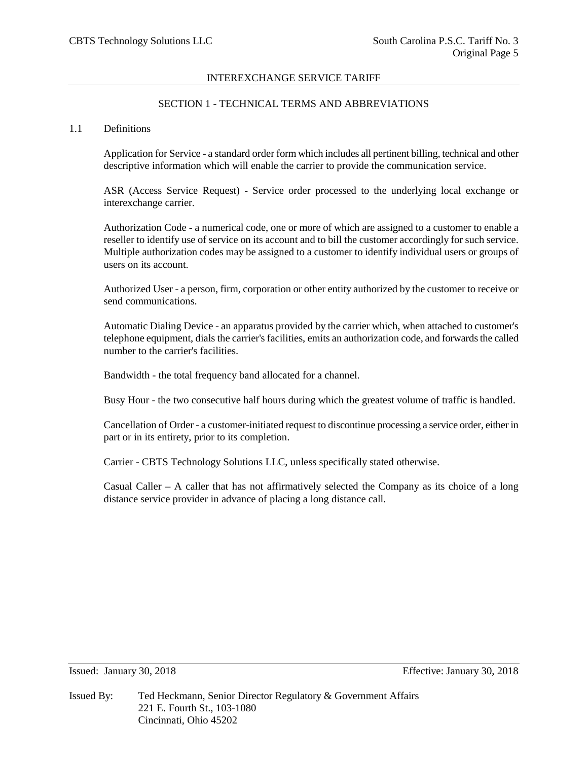# SECTION 1 - TECHNICAL TERMS AND ABBREVIATIONS

## 1.1 Definitions

Application for Service - a standard order form which includes all pertinent billing, technical and other descriptive information which will enable the carrier to provide the communication service.

ASR (Access Service Request) - Service order processed to the underlying local exchange or interexchange carrier.

Authorization Code - a numerical code, one or more of which are assigned to a customer to enable a reseller to identify use of service on its account and to bill the customer accordingly for such service. Multiple authorization codes may be assigned to a customer to identify individual users or groups of users on its account.

Authorized User - a person, firm, corporation or other entity authorized by the customer to receive or send communications.

Automatic Dialing Device - an apparatus provided by the carrier which, when attached to customer's telephone equipment, dials the carrier's facilities, emits an authorization code, and forwards the called number to the carrier's facilities.

Bandwidth - the total frequency band allocated for a channel.

Busy Hour - the two consecutive half hours during which the greatest volume of traffic is handled.

Cancellation of Order - a customer-initiated request to discontinue processing a service order, either in part or in its entirety, prior to its completion.

Carrier - CBTS Technology Solutions LLC, unless specifically stated otherwise.

Casual Caller – A caller that has not affirmatively selected the Company as its choice of a long distance service provider in advance of placing a long distance call.

Issued: January 30, 2018 Effective: January 30, 2018

Issued By: Ted Heckmann, Senior Director Regulatory & Government Affairs
221 E. Fourth St., 103-1080
Cincinnati, Ohio 45202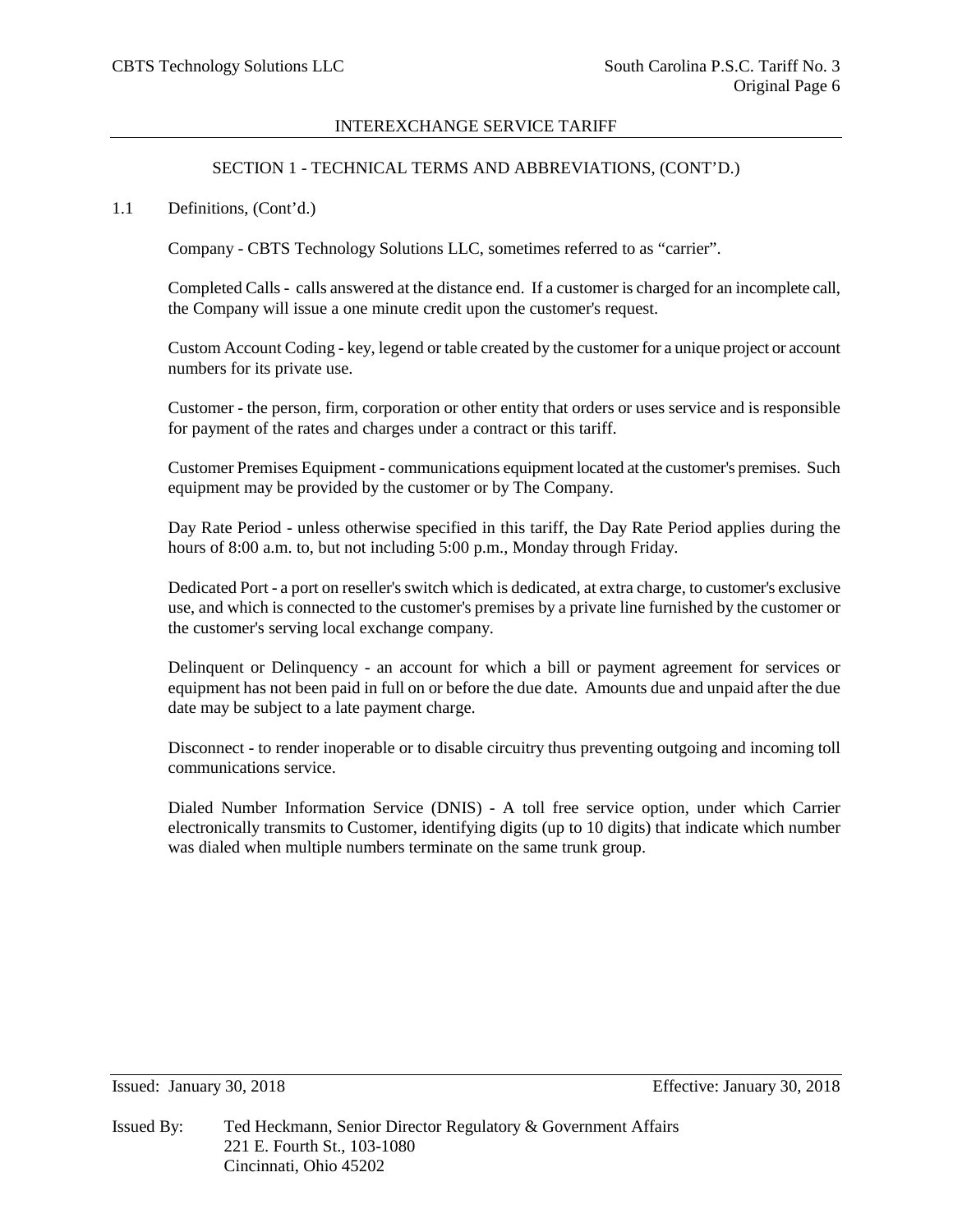INTEREXCHANGE SERVICE TARIFF

## SECTION 1 - TECHNICAL TERMS AND ABBREVIATIONS, (CONT'D.)

1.1 Definitions, (Cont'd.)

Company - CBTS Technology Solutions LLC, sometimes referred to as "carrier".

Completed Calls - calls answered at the distance end. If a customer is charged for an incomplete call, the Company will issue a one minute credit upon the customer's request.

Custom Account Coding - key, legend or table created by the customer for a unique project or account numbers for its private use.

Customer - the person, firm, corporation or other entity that orders or uses service and is responsible for payment of the rates and charges under a contract or this tariff.

Customer Premises Equipment - communications equipment located at the customer's premises. Such equipment may be provided by the customer or by The Company.

Day Rate Period - unless otherwise specified in this tariff, the Day Rate Period applies during the hours of 8:00 a.m. to, but not including 5:00 p.m., Monday through Friday.

Dedicated Port - a port on reseller's switch which is dedicated, at extra charge, to customer's exclusive use, and which is connected to the customer's premises by a private line furnished by the customer or the customer's serving local exchange company.

Delinquent or Delinquency - an account for which a bill or payment agreement for services or equipment has not been paid in full on or before the due date. Amounts due and unpaid after the due date may be subject to a late payment charge.

Disconnect - to render inoperable or to disable circuitry thus preventing outgoing and incoming toll communications service.

Dialed Number Information Service (DNIS) - A toll free service option, under which Carrier electronically transmits to Customer, identifying digits (up to 10 digits) that indicate which number was dialed when multiple numbers terminate on the same trunk group.

Issued: January 30, 2018 Effective: January 30, 2018

Issued By: Ted Heckmann, Senior Director Regulatory & Government Affairs
221 E. Fourth St., 103-1080
Cincinnati, Ohio 45202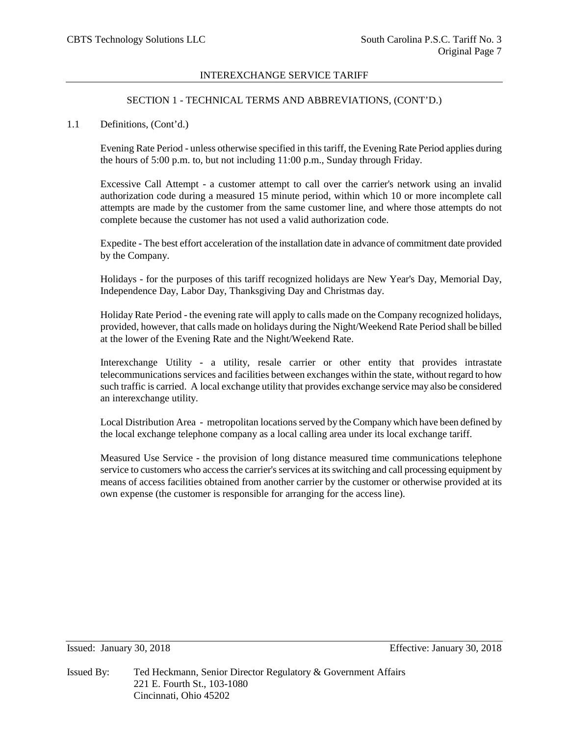INTEREXCHANGE SERVICE TARIFF

SECTION 1 - TECHNICAL TERMS AND ABBREVIATIONS, (CONT'D.)

1.1 Definitions, (Cont'd.)

Evening Rate Period - unless otherwise specified in this tariff, the Evening Rate Period applies during the hours of 5:00 p.m. to, but not including 11:00 p.m., Sunday through Friday.

Excessive Call Attempt - a customer attempt to call over the carrier's network using an invalid authorization code during a measured 15 minute period, within which 10 or more incomplete call attempts are made by the customer from the same customer line, and where those attempts do not complete because the customer has not used a valid authorization code.

Expedite - The best effort acceleration of the installation date in advance of commitment date provided by the Company.

Holidays - for the purposes of this tariff recognized holidays are New Year's Day, Memorial Day, Independence Day, Labor Day, Thanksgiving Day and Christmas day.

Holiday Rate Period - the evening rate will apply to calls made on the Company recognized holidays, provided, however, that calls made on holidays during the Night/Weekend Rate Period shall be billed at the lower of the Evening Rate and the Night/Weekend Rate.

Interexchange Utility - a utility, resale carrier or other entity that provides intrastate telecommunications services and facilities between exchanges within the state, without regard to how such traffic is carried. A local exchange utility that provides exchange service may also be considered an interexchange utility.

Local Distribution Area - metropolitan locations served by the Company which have been defined by the local exchange telephone company as a local calling area under its local exchange tariff.

Measured Use Service - the provision of long distance measured time communications telephone service to customers who access the carrier's services at its switching and call processing equipment by means of access facilities obtained from another carrier by the customer or otherwise provided at its own expense (the customer is responsible for arranging for the access line).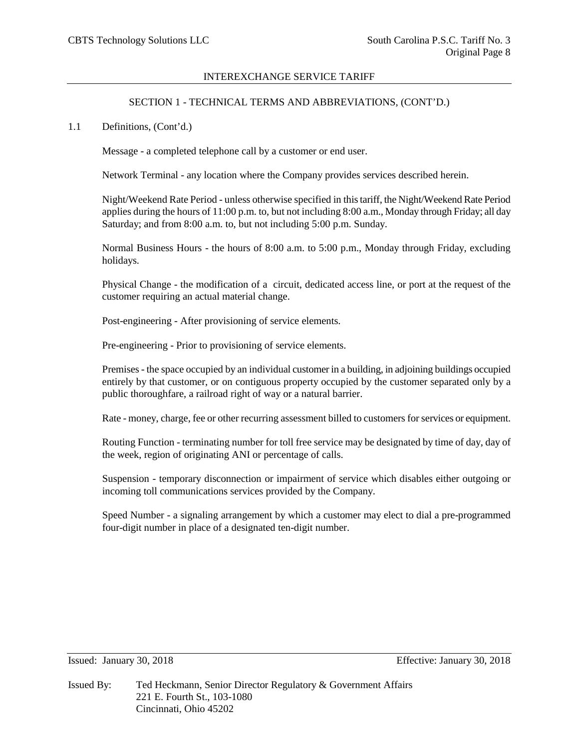## SECTION 1 - TECHNICAL TERMS AND ABBREVIATIONS, (CONT'D.)

1.1 Definitions, (Cont'd.)

Message - a completed telephone call by a customer or end user.

Network Terminal - any location where the Company provides services described herein.

Night/Weekend Rate Period - unless otherwise specified in this tariff, the Night/Weekend Rate Period applies during the hours of 11:00 p.m. to, but not including 8:00 a.m., Monday through Friday; all day Saturday; and from 8:00 a.m. to, but not including 5:00 p.m. Sunday.

Normal Business Hours - the hours of 8:00 a.m. to 5:00 p.m., Monday through Friday, excluding holidays.

Physical Change - the modification of a circuit, dedicated access line, or port at the request of the customer requiring an actual material change.

Post-engineering - After provisioning of service elements.

Pre-engineering - Prior to provisioning of service elements.

Premises - the space occupied by an individual customer in a building, in adjoining buildings occupied entirely by that customer, or on contiguous property occupied by the customer separated only by a public thoroughfare, a railroad right of way or a natural barrier.

Rate - money, charge, fee or other recurring assessment billed to customers for services or equipment.

Routing Function - terminating number for toll free service may be designated by time of day, day of the week, region of originating ANI or percentage of calls.

Suspension - temporary disconnection or impairment of service which disables either outgoing or incoming toll communications services provided by the Company.

Speed Number - a signaling arrangement by which a customer may elect to dial a pre-programmed four-digit number in place of a designated ten-digit number.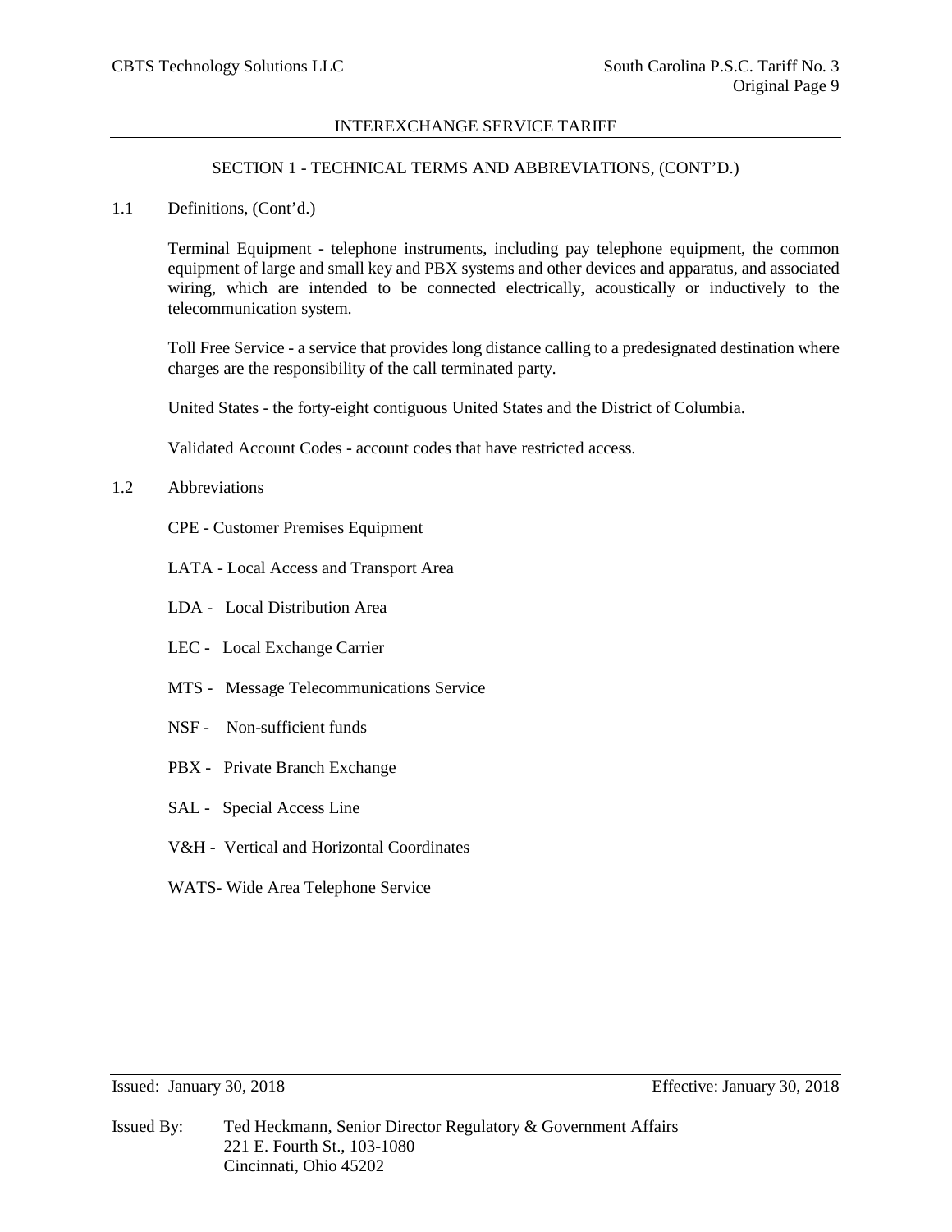INTEREXCHANGE SERVICE TARIFF

SECTION 1 - TECHNICAL TERMS AND ABBREVIATIONS, (CONT'D.)

1.1 Definitions, (Cont'd.)

Terminal Equipment - telephone instruments, including pay telephone equipment, the common equipment of large and small key and PBX systems and other devices and apparatus, and associated wiring, which are intended to be connected electrically, acoustically or inductively to the telecommunication system.

Toll Free Service - a service that provides long distance calling to a predesignated destination where charges are the responsibility of the call terminated party.

United States - the forty-eight contiguous United States and the District of Columbia.

Validated Account Codes - account codes that have restricted access.

1.2 Abbreviations

CPE - Customer Premises Equipment

LATA - Local Access and Transport Area

LDA - Local Distribution Area

LEC - Local Exchange Carrier

MTS - Message Telecommunications Service

NSF - Non-sufficient funds

PBX - Private Branch Exchange

SAL - Special Access Line

V&H - Vertical and Horizontal Coordinates

WATS- Wide Area Telephone Service

Issued: January 30, 2018 Effective: January 30, 2018

Issued By: Ted Heckmann, Senior Director Regulatory & Government Affairs
221 E. Fourth St., 103-1080
Cincinnati, Ohio 45202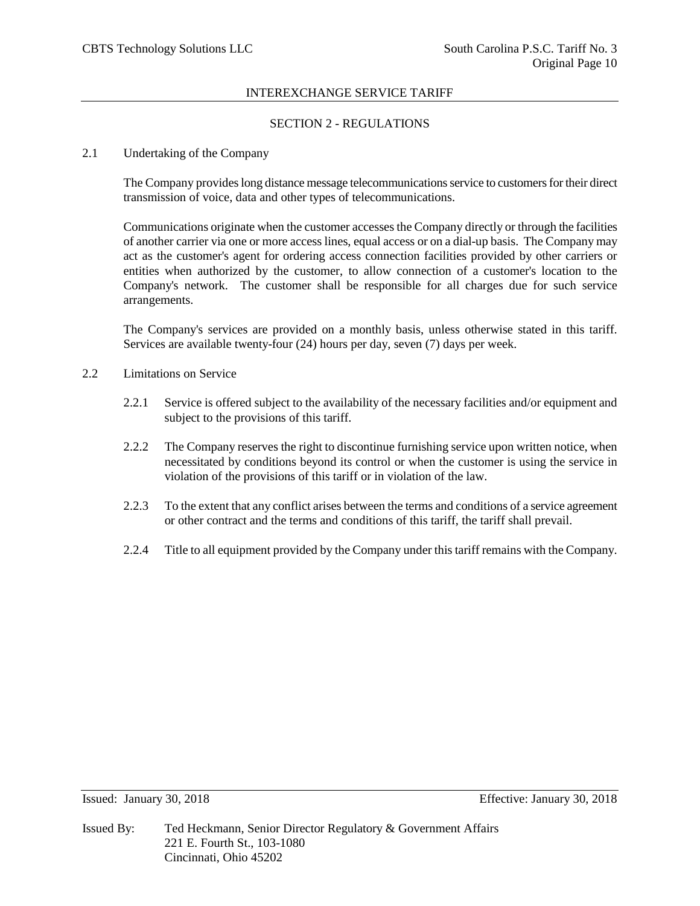## SECTION 2 - REGULATIONS

### 2.1 Undertaking of the Company

The Company provides long distance message telecommunications service to customers for their direct transmission of voice, data and other types of telecommunications.

Communications originate when the customer accesses the Company directly or through the facilities of another carrier via one or more access lines, equal access or on a dial-up basis. The Company may act as the customer's agent for ordering access connection facilities provided by other carriers or entities when authorized by the customer, to allow connection of a customer's location to the Company's network. The customer shall be responsible for all charges due for such service arrangements.

The Company's services are provided on a monthly basis, unless otherwise stated in this tariff. Services are available twenty-four (24) hours per day, seven (7) days per week.

### 2.2 Limitations on Service

2.2.1 Service is offered subject to the availability of the necessary facilities and/or equipment and subject to the provisions of this tariff.

2.2.2 The Company reserves the right to discontinue furnishing service upon written notice, when necessitated by conditions beyond its control or when the customer is using the service in violation of the provisions of this tariff or in violation of the law.

2.2.3 To the extent that any conflict arises between the terms and conditions of a service agreement or other contract and the terms and conditions of this tariff, the tariff shall prevail.

2.2.4 Title to all equipment provided by the Company under this tariff remains with the Company.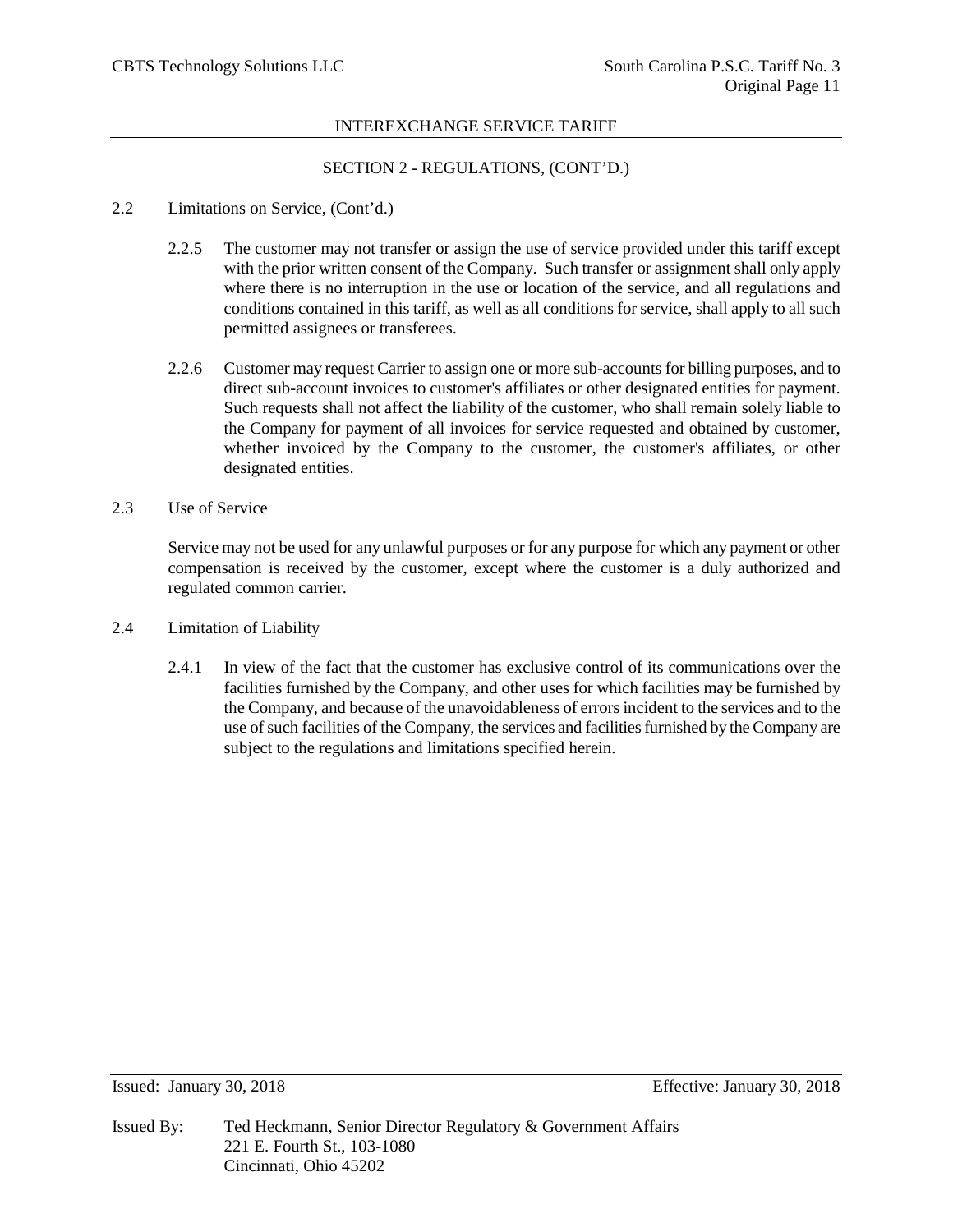## SECTION 2 - REGULATIONS, (CONT'D.)

2.2 Limitations on Service, (Cont'd.)

2.2.5 The customer may not transfer or assign the use of service provided under this tariff except with the prior written consent of the Company. Such transfer or assignment shall only apply where there is no interruption in the use or location of the service, and all regulations and conditions contained in this tariff, as well as all conditions for service, shall apply to all such permitted assignees or transferees.

2.2.6 Customer may request Carrier to assign one or more sub-accounts for billing purposes, and to direct sub-account invoices to customer's affiliates or other designated entities for payment. Such requests shall not affect the liability of the customer, who shall remain solely liable to the Company for payment of all invoices for service requested and obtained by customer, whether invoiced by the Company to the customer, the customer's affiliates, or other designated entities.

2.3 Use of Service

Service may not be used for any unlawful purposes or for any purpose for which any payment or other compensation is received by the customer, except where the customer is a duly authorized and regulated common carrier.

2.4 Limitation of Liability

2.4.1 In view of the fact that the customer has exclusive control of its communications over the facilities furnished by the Company, and other uses for which facilities may be furnished by the Company, and because of the unavoidableness of errors incident to the services and to the use of such facilities of the Company, the services and facilities furnished by the Company are subject to the regulations and limitations specified herein.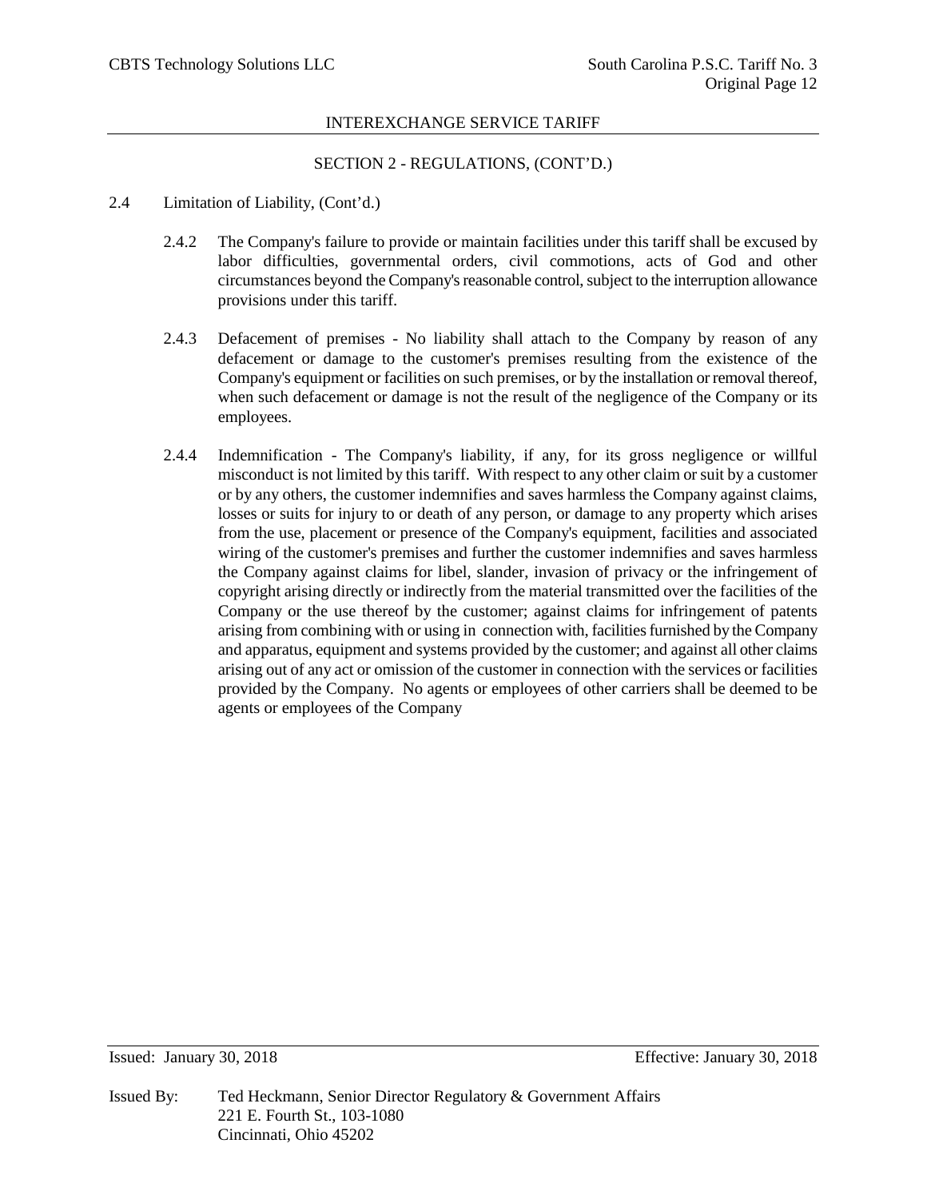## SECTION 2 - REGULATIONS, (CONT'D.)

2.4 Limitation of Liability, (Cont'd.)

2.4.2 The Company's failure to provide or maintain facilities under this tariff shall be excused by labor difficulties, governmental orders, civil commotions, acts of God and other circumstances beyond the Company's reasonable control, subject to the interruption allowance provisions under this tariff.

2.4.3 Defacement of premises - No liability shall attach to the Company by reason of any defacement or damage to the customer's premises resulting from the existence of the Company's equipment or facilities on such premises, or by the installation or removal thereof, when such defacement or damage is not the result of the negligence of the Company or its employees.

2.4.4 Indemnification - The Company's liability, if any, for its gross negligence or willful misconduct is not limited by this tariff. With respect to any other claim or suit by a customer or by any others, the customer indemnifies and saves harmless the Company against claims, losses or suits for injury to or death of any person, or damage to any property which arises from the use, placement or presence of the Company's equipment, facilities and associated wiring of the customer's premises and further the customer indemnifies and saves harmless the Company against claims for libel, slander, invasion of privacy or the infringement of copyright arising directly or indirectly from the material transmitted over the facilities of the Company or the use thereof by the customer; against claims for infringement of patents arising from combining with or using in connection with, facilities furnished by the Company and apparatus, equipment and systems provided by the customer; and against all other claims arising out of any act or omission of the customer in connection with the services or facilities provided by the Company. No agents or employees of other carriers shall be deemed to be agents or employees of the Company

Issued: January 30, 2018 Effective: January 30, 2018

Issued By: Ted Heckmann, Senior Director Regulatory & Government Affairs
221 E. Fourth St., 103-1080
Cincinnati, Ohio 45202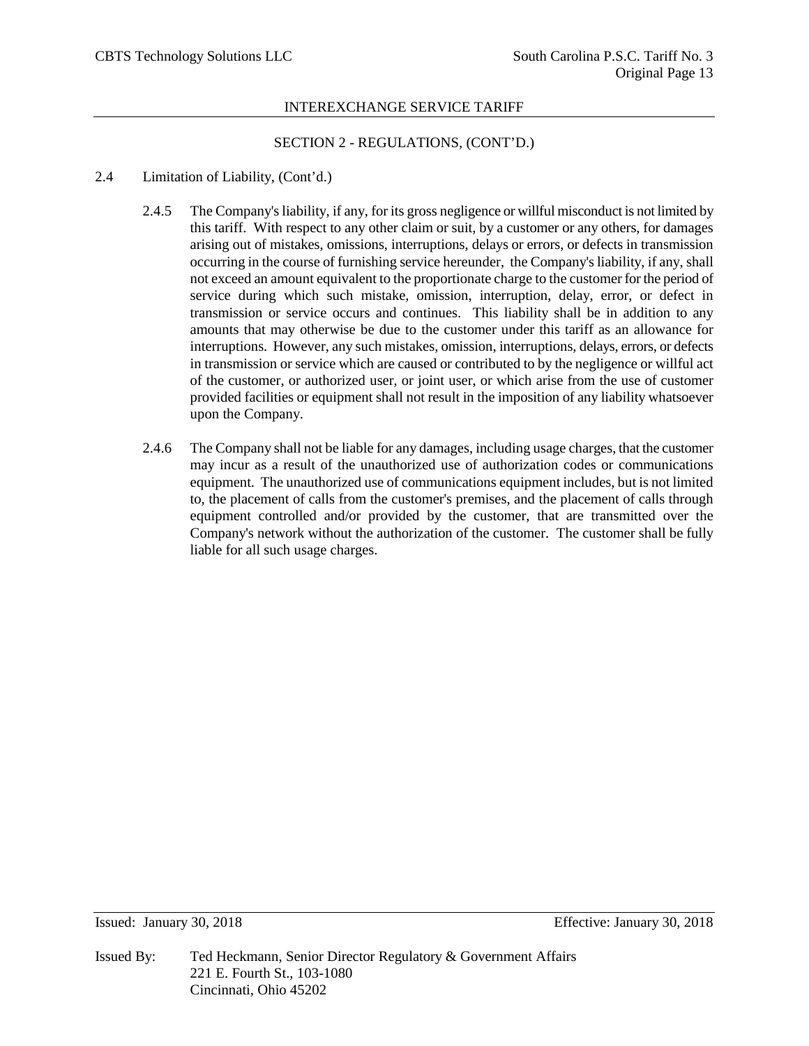## SECTION 2 - REGULATIONS, (CONT'D.)

2.4 Limitation of Liability, (Cont'd.)

2.4.5 The Company's liability, if any, for its gross negligence or willful misconduct is not limited by this tariff. With respect to any other claim or suit, by a customer or any others, for damages arising out of mistakes, omissions, interruptions, delays or errors, or defects in transmission occurring in the course of furnishing service hereunder, the Company's liability, if any, shall not exceed an amount equivalent to the proportionate charge to the customer for the period of service during which such mistake, omission, interruption, delay, error, or defect in transmission or service occurs and continues. This liability shall be in addition to any amounts that may otherwise be due to the customer under this tariff as an allowance for interruptions. However, any such mistakes, omission, interruptions, delays, errors, or defects in transmission or service which are caused or contributed to by the negligence or willful act of the customer, or authorized user, or joint user, or which arise from the use of customer provided facilities or equipment shall not result in the imposition of any liability whatsoever upon the Company.

2.4.6 The Company shall not be liable for any damages, including usage charges, that the customer may incur as a result of the unauthorized use of authorization codes or communications equipment. The unauthorized use of communications equipment includes, but is not limited to, the placement of calls from the customer's premises, and the placement of calls through equipment controlled and/or provided by the customer, that are transmitted over the Company's network without the authorization of the customer. The customer shall be fully liable for all such usage charges.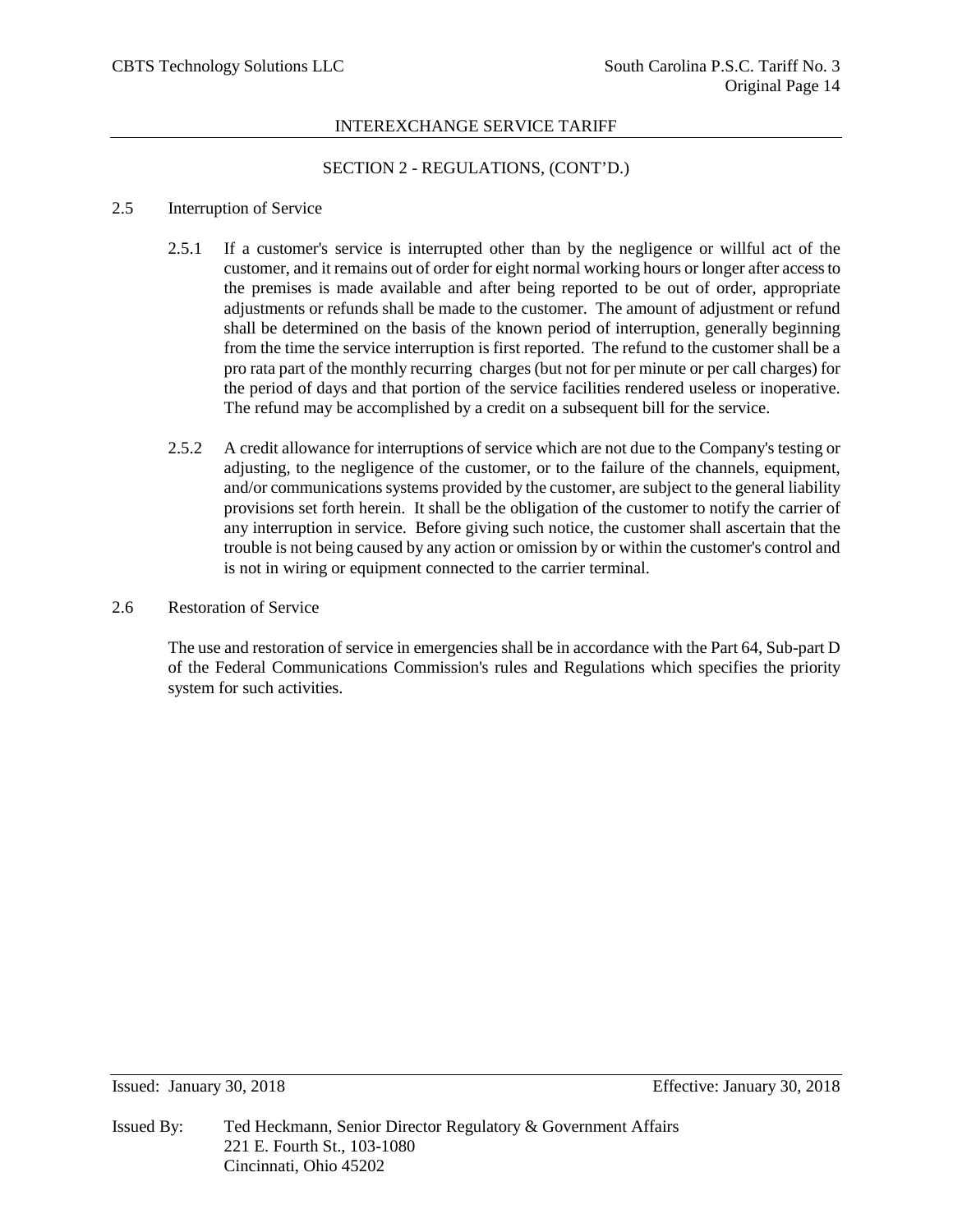## SECTION 2 - REGULATIONS, (CONT'D.)

### 2.5 Interruption of Service

2.5.1 If a customer's service is interrupted other than by the negligence or willful act of the customer, and it remains out of order for eight normal working hours or longer after access to the premises is made available and after being reported to be out of order, appropriate adjustments or refunds shall be made to the customer. The amount of adjustment or refund shall be determined on the basis of the known period of interruption, generally beginning from the time the service interruption is first reported. The refund to the customer shall be a pro rata part of the monthly recurring charges (but not for per minute or per call charges) for the period of days and that portion of the service facilities rendered useless or inoperative. The refund may be accomplished by a credit on a subsequent bill for the service.

2.5.2 A credit allowance for interruptions of service which are not due to the Company's testing or adjusting, to the negligence of the customer, or to the failure of the channels, equipment, and/or communications systems provided by the customer, are subject to the general liability provisions set forth herein. It shall be the obligation of the customer to notify the carrier of any interruption in service. Before giving such notice, the customer shall ascertain that the trouble is not being caused by any action or omission by or within the customer's control and is not in wiring or equipment connected to the carrier terminal.

### 2.6 Restoration of Service

The use and restoration of service in emergencies shall be in accordance with the Part 64, Sub-part D of the Federal Communications Commission's rules and Regulations which specifies the priority system for such activities.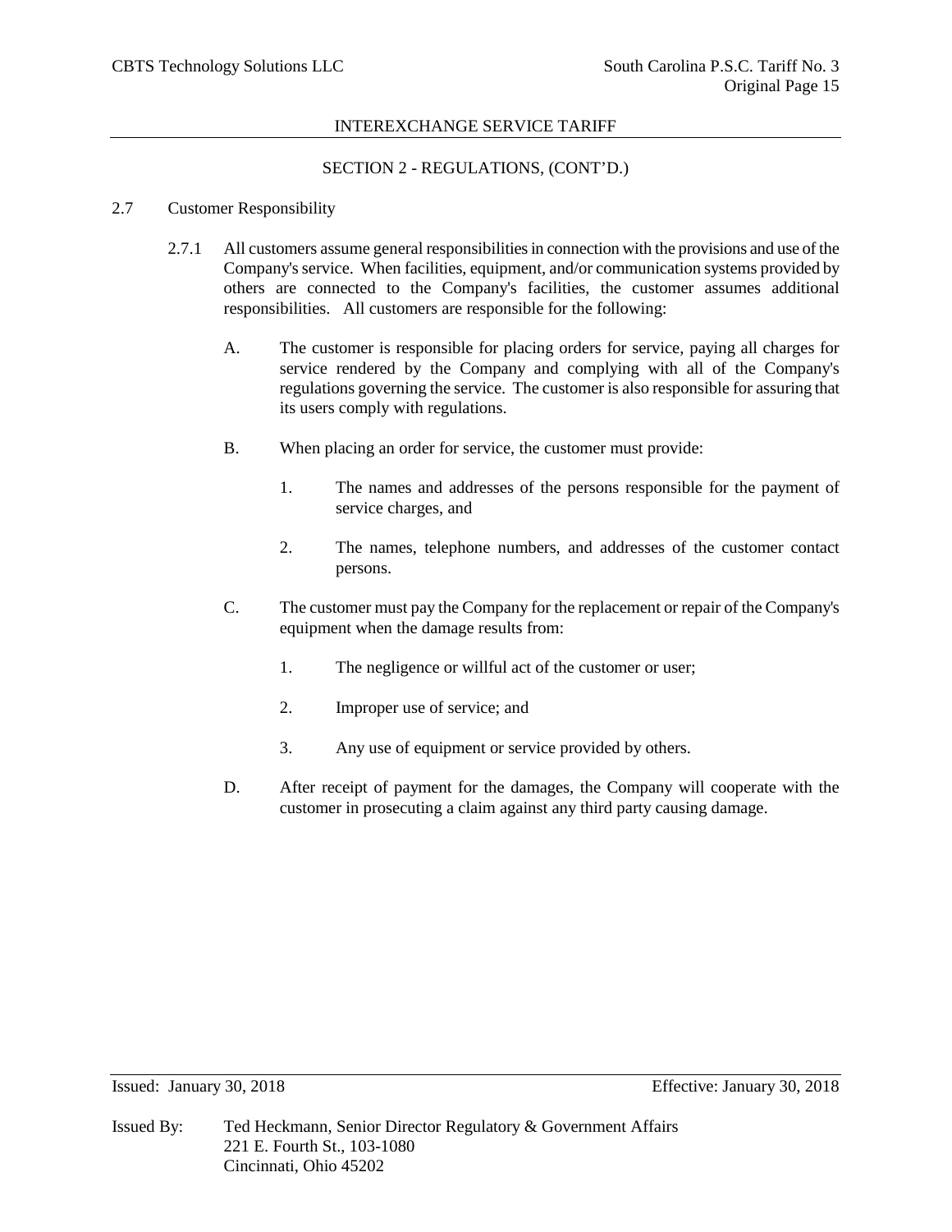## SECTION 2 - REGULATIONS, (CONT'D.)

2.7 Customer Responsibility

2.7.1 All customers assume general responsibilities in connection with the provisions and use of the Company's service. When facilities, equipment, and/or communication systems provided by others are connected to the Company's facilities, the customer assumes additional responsibilities. All customers are responsible for the following:

A. The customer is responsible for placing orders for service, paying all charges for service rendered by the Company and complying with all of the Company's regulations governing the service. The customer is also responsible for assuring that its users comply with regulations.

B. When placing an order for service, the customer must provide:

1. The names and addresses of the persons responsible for the payment of service charges, and

2. The names, telephone numbers, and addresses of the customer contact persons.

C. The customer must pay the Company for the replacement or repair of the Company's equipment when the damage results from:

1. The negligence or willful act of the customer or user;

2. Improper use of service; and

3. Any use of equipment or service provided by others.

D. After receipt of payment for the damages, the Company will cooperate with the customer in prosecuting a claim against any third party causing damage.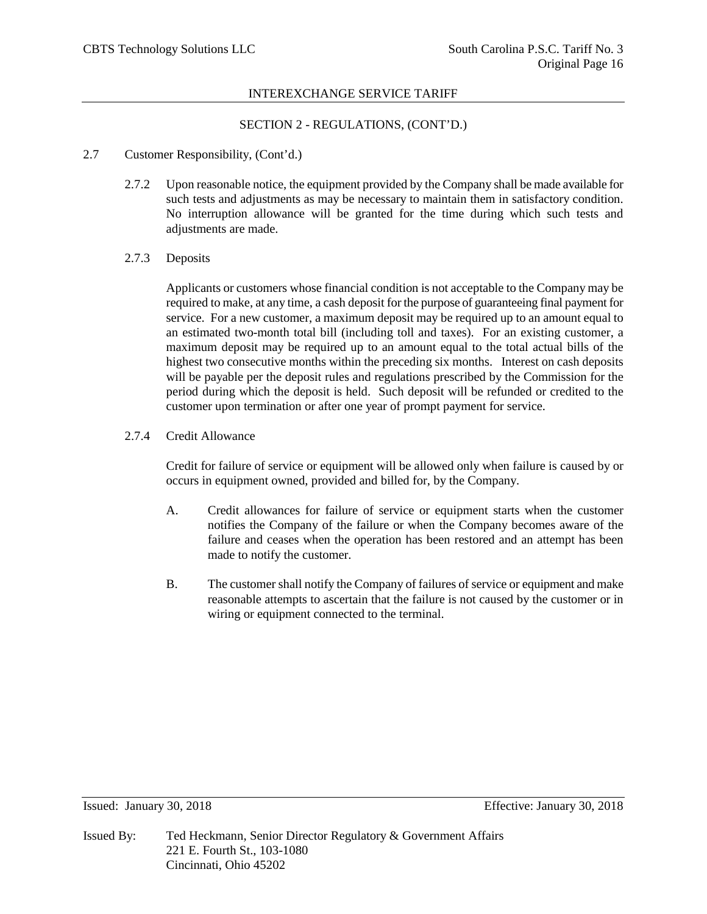## SECTION 2 - REGULATIONS, (CONT'D.)

2.7 Customer Responsibility, (Cont'd.)

2.7.2 Upon reasonable notice, the equipment provided by the Company shall be made available for such tests and adjustments as may be necessary to maintain them in satisfactory condition. No interruption allowance will be granted for the time during which such tests and adjustments are made.

2.7.3 Deposits

Applicants or customers whose financial condition is not acceptable to the Company may be required to make, at any time, a cash deposit for the purpose of guaranteeing final payment for service. For a new customer, a maximum deposit may be required up to an amount equal to an estimated two-month total bill (including toll and taxes). For an existing customer, a maximum deposit may be required up to an amount equal to the total actual bills of the highest two consecutive months within the preceding six months. Interest on cash deposits will be payable per the deposit rules and regulations prescribed by the Commission for the period during which the deposit is held. Such deposit will be refunded or credited to the customer upon termination or after one year of prompt payment for service.

2.7.4 Credit Allowance

Credit for failure of service or equipment will be allowed only when failure is caused by or occurs in equipment owned, provided and billed for, by the Company.

A. Credit allowances for failure of service or equipment starts when the customer notifies the Company of the failure or when the Company becomes aware of the failure and ceases when the operation has been restored and an attempt has been made to notify the customer.

B. The customer shall notify the Company of failures of service or equipment and make reasonable attempts to ascertain that the failure is not caused by the customer or in wiring or equipment connected to the terminal.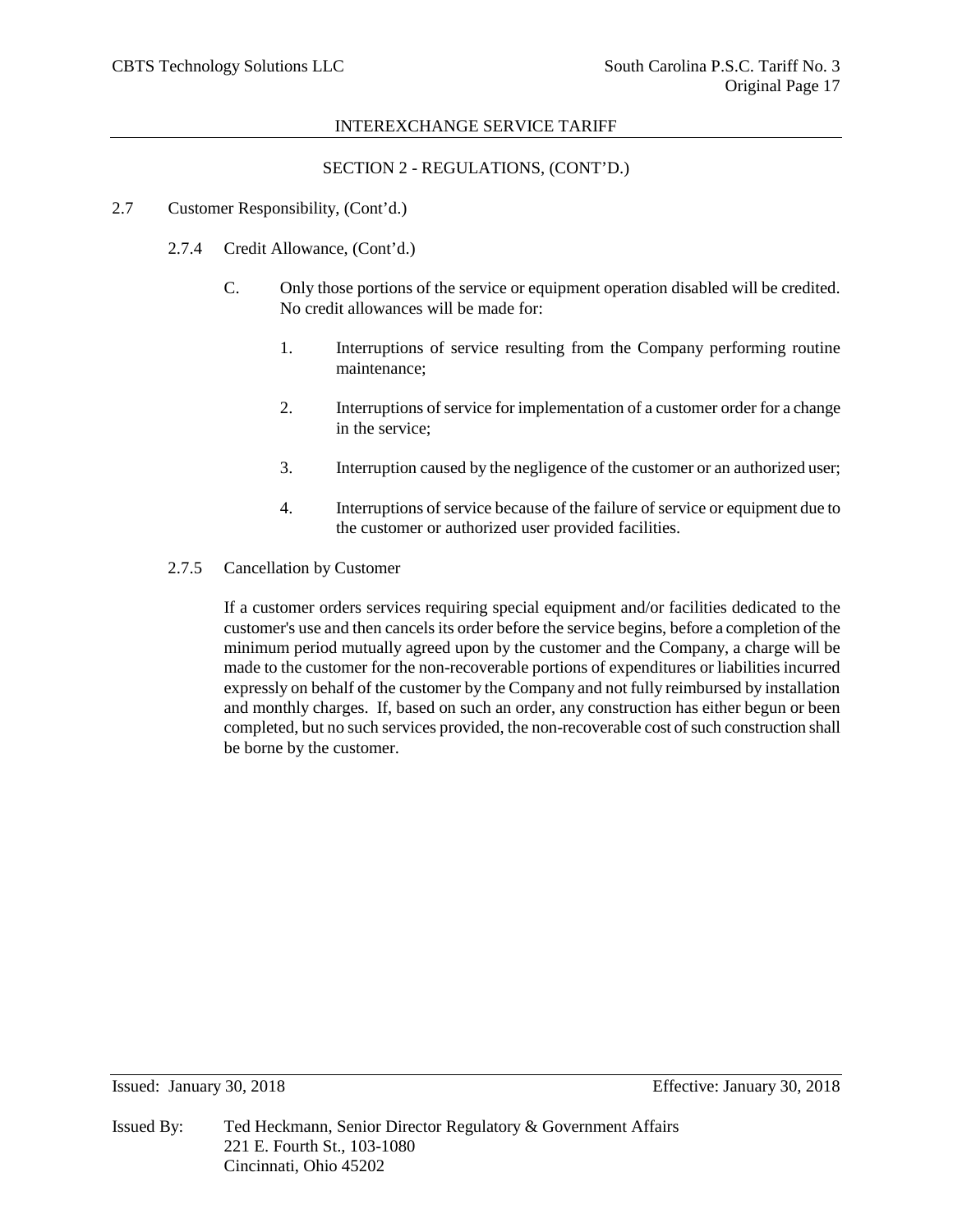INTEREXCHANGE SERVICE TARIFF

SECTION 2 - REGULATIONS, (CONT'D.)

2.7 Customer Responsibility, (Cont'd.)

2.7.4 Credit Allowance, (Cont'd.)

C. Only those portions of the service or equipment operation disabled will be credited. No credit allowances will be made for:

1. Interruptions of service resulting from the Company performing routine maintenance;

2. Interruptions of service for implementation of a customer order for a change in the service;

3. Interruption caused by the negligence of the customer or an authorized user;

4. Interruptions of service because of the failure of service or equipment due to the customer or authorized user provided facilities.

2.7.5 Cancellation by Customer

If a customer orders services requiring special equipment and/or facilities dedicated to the customer's use and then cancels its order before the service begins, before a completion of the minimum period mutually agreed upon by the customer and the Company, a charge will be made to the customer for the non-recoverable portions of expenditures or liabilities incurred expressly on behalf of the customer by the Company and not fully reimbursed by installation and monthly charges. If, based on such an order, any construction has either begun or been completed, but no such services provided, the non-recoverable cost of such construction shall be borne by the customer.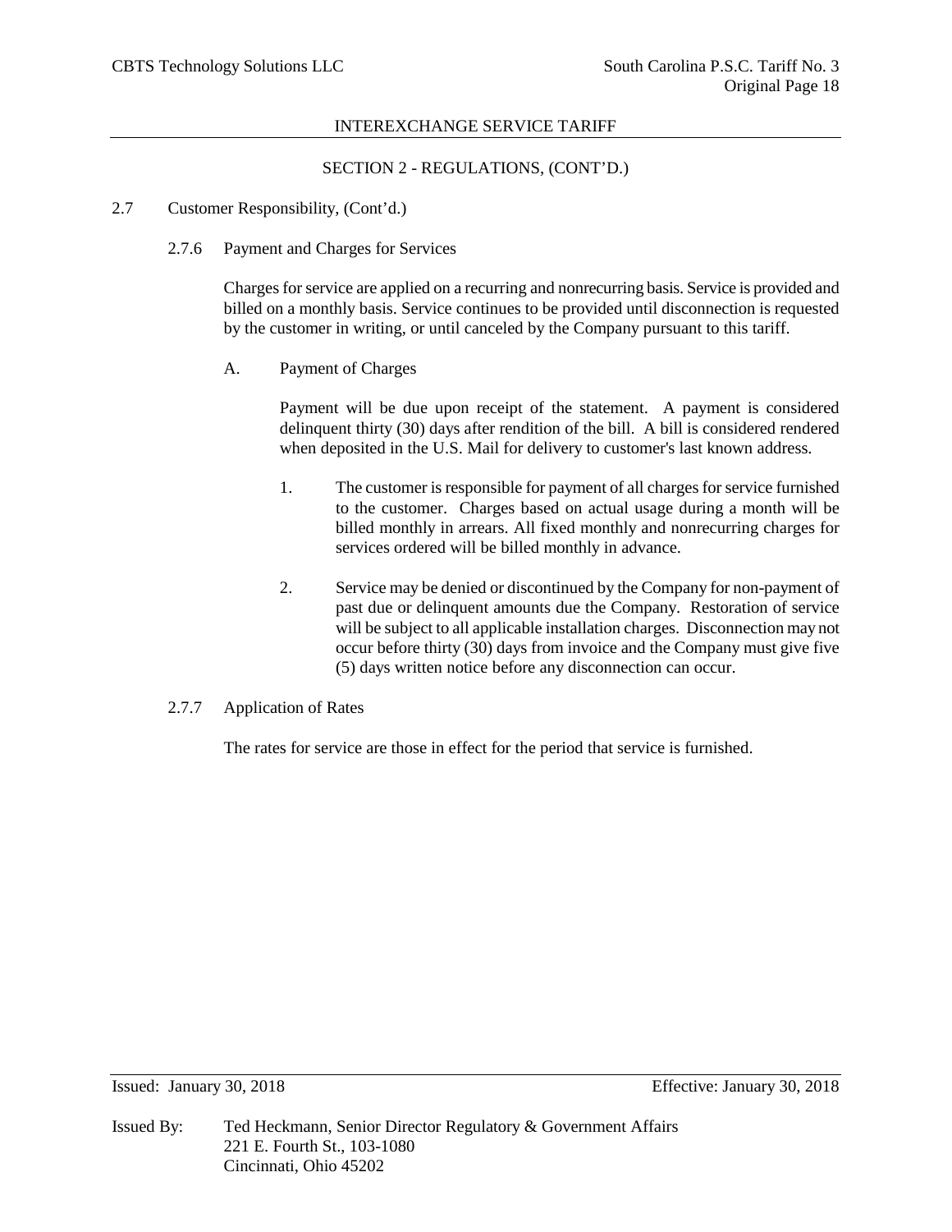## SECTION 2 - REGULATIONS, (CONT'D.)

2.7 Customer Responsibility, (Cont'd.)

### 2.7.6 Payment and Charges for Services

Charges for service are applied on a recurring and nonrecurring basis. Service is provided and billed on a monthly basis. Service continues to be provided until disconnection is requested by the customer in writing, or until canceled by the Company pursuant to this tariff.

A. Payment of Charges

Payment will be due upon receipt of the statement. A payment is considered delinquent thirty (30) days after rendition of the bill. A bill is considered rendered when deposited in the U.S. Mail for delivery to customer's last known address.

1. The customer is responsible for payment of all charges for service furnished to the customer. Charges based on actual usage during a month will be billed monthly in arrears. All fixed monthly and nonrecurring charges for services ordered will be billed monthly in advance.

2. Service may be denied or discontinued by the Company for non-payment of past due or delinquent amounts due the Company. Restoration of service will be subject to all applicable installation charges. Disconnection may not occur before thirty (30) days from invoice and the Company must give five (5) days written notice before any disconnection can occur.

### 2.7.7 Application of Rates

The rates for service are those in effect for the period that service is furnished.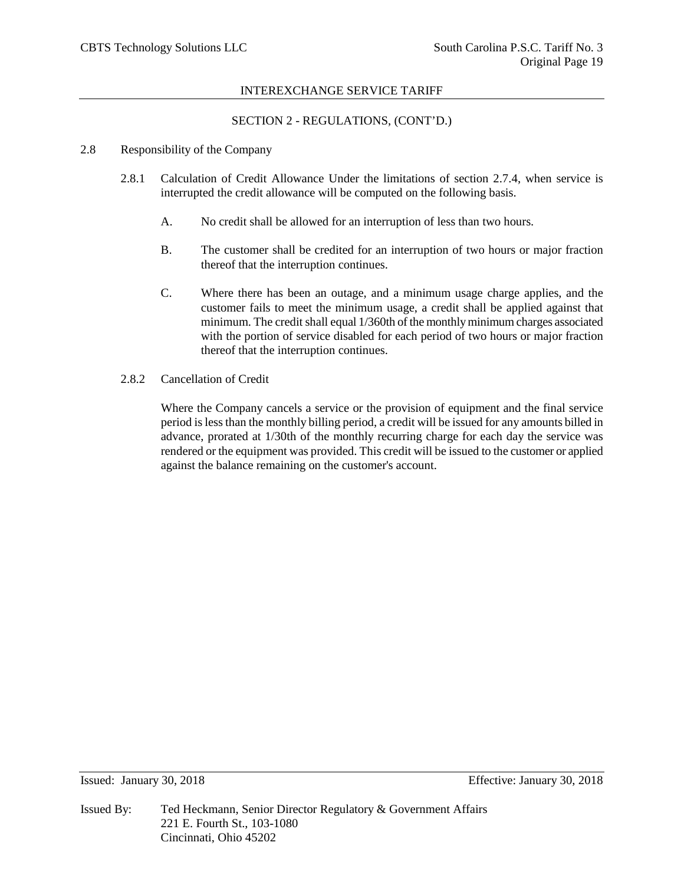## SECTION 2 - REGULATIONS, (CONT'D.)

2.8 Responsibility of the Company

2.8.1 Calculation of Credit Allowance Under the limitations of section 2.7.4, when service is interrupted the credit allowance will be computed on the following basis.

A. No credit shall be allowed for an interruption of less than two hours.

B. The customer shall be credited for an interruption of two hours or major fraction thereof that the interruption continues.

C. Where there has been an outage, and a minimum usage charge applies, and the customer fails to meet the minimum usage, a credit shall be applied against that minimum. The credit shall equal 1/360th of the monthly minimum charges associated with the portion of service disabled for each period of two hours or major fraction thereof that the interruption continues.

2.8.2 Cancellation of Credit

Where the Company cancels a service or the provision of equipment and the final service period is less than the monthly billing period, a credit will be issued for any amounts billed in advance, prorated at 1/30th of the monthly recurring charge for each day the service was rendered or the equipment was provided. This credit will be issued to the customer or applied against the balance remaining on the customer's account.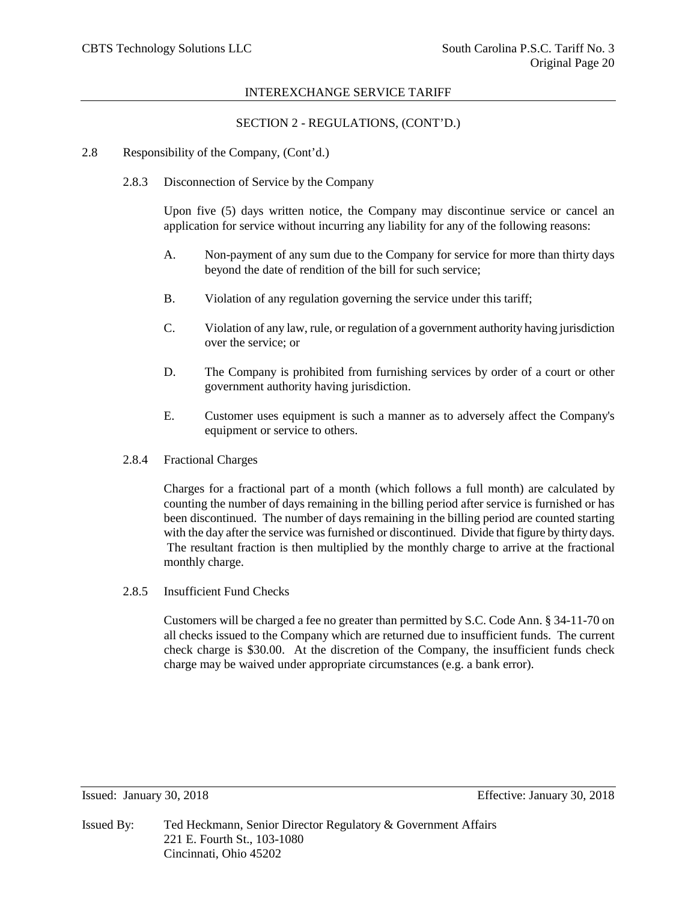SECTION 2 - REGULATIONS, (CONT'D.)

2.8 Responsibility of the Company, (Cont'd.)

2.8.3 Disconnection of Service by the Company

Upon five (5) days written notice, the Company may discontinue service or cancel an application for service without incurring any liability for any of the following reasons:

A. Non-payment of any sum due to the Company for service for more than thirty days beyond the date of rendition of the bill for such service;

B. Violation of any regulation governing the service under this tariff;

C. Violation of any law, rule, or regulation of a government authority having jurisdiction over the service; or

D. The Company is prohibited from furnishing services by order of a court or other government authority having jurisdiction.

E. Customer uses equipment is such a manner as to adversely affect the Company's equipment or service to others.

2.8.4 Fractional Charges

Charges for a fractional part of a month (which follows a full month) are calculated by counting the number of days remaining in the billing period after service is furnished or has been discontinued. The number of days remaining in the billing period are counted starting with the day after the service was furnished or discontinued. Divide that figure by thirty days. The resultant fraction is then multiplied by the monthly charge to arrive at the fractional monthly charge.

2.8.5 Insufficient Fund Checks

Customers will be charged a fee no greater than permitted by S.C. Code Ann. § 34-11-70 on all checks issued to the Company which are returned due to insufficient funds. The current check charge is $30.00. At the discretion of the Company, the insufficient funds check charge may be waived under appropriate circumstances (e.g. a bank error).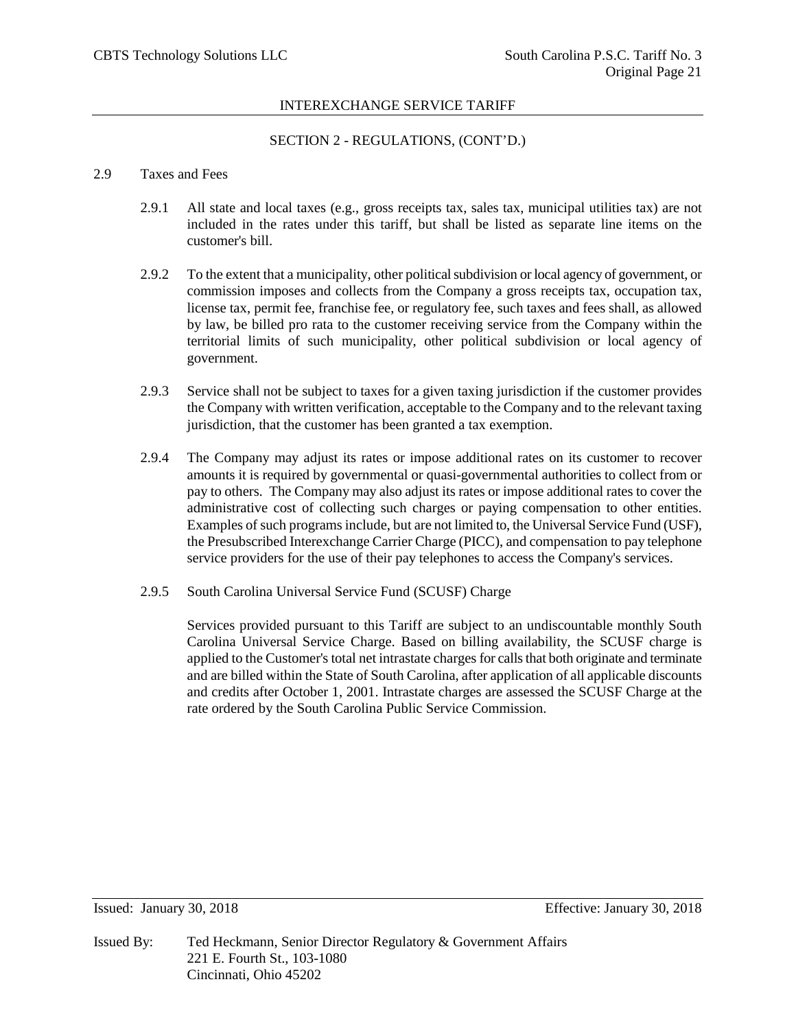## SECTION 2 - REGULATIONS, (CONT'D.)

### 2.9 Taxes and Fees

2.9.1 All state and local taxes (e.g., gross receipts tax, sales tax, municipal utilities tax) are not included in the rates under this tariff, but shall be listed as separate line items on the customer's bill.

2.9.2 To the extent that a municipality, other political subdivision or local agency of government, or commission imposes and collects from the Company a gross receipts tax, occupation tax, license tax, permit fee, franchise fee, or regulatory fee, such taxes and fees shall, as allowed by law, be billed pro rata to the customer receiving service from the Company within the territorial limits of such municipality, other political subdivision or local agency of government.

2.9.3 Service shall not be subject to taxes for a given taxing jurisdiction if the customer provides the Company with written verification, acceptable to the Company and to the relevant taxing jurisdiction, that the customer has been granted a tax exemption.

2.9.4 The Company may adjust its rates or impose additional rates on its customer to recover amounts it is required by governmental or quasi-governmental authorities to collect from or pay to others. The Company may also adjust its rates or impose additional rates to cover the administrative cost of collecting such charges or paying compensation to other entities. Examples of such programs include, but are not limited to, the Universal Service Fund (USF), the Presubscribed Interexchange Carrier Charge (PICC), and compensation to pay telephone service providers for the use of their pay telephones to access the Company's services.

2.9.5 South Carolina Universal Service Fund (SCUSF) Charge

Services provided pursuant to this Tariff are subject to an undiscountable monthly South Carolina Universal Service Charge. Based on billing availability, the SCUSF charge is applied to the Customer's total net intrastate charges for calls that both originate and terminate and are billed within the State of South Carolina, after application of all applicable discounts and credits after October 1, 2001. Intrastate charges are assessed the SCUSF Charge at the rate ordered by the South Carolina Public Service Commission.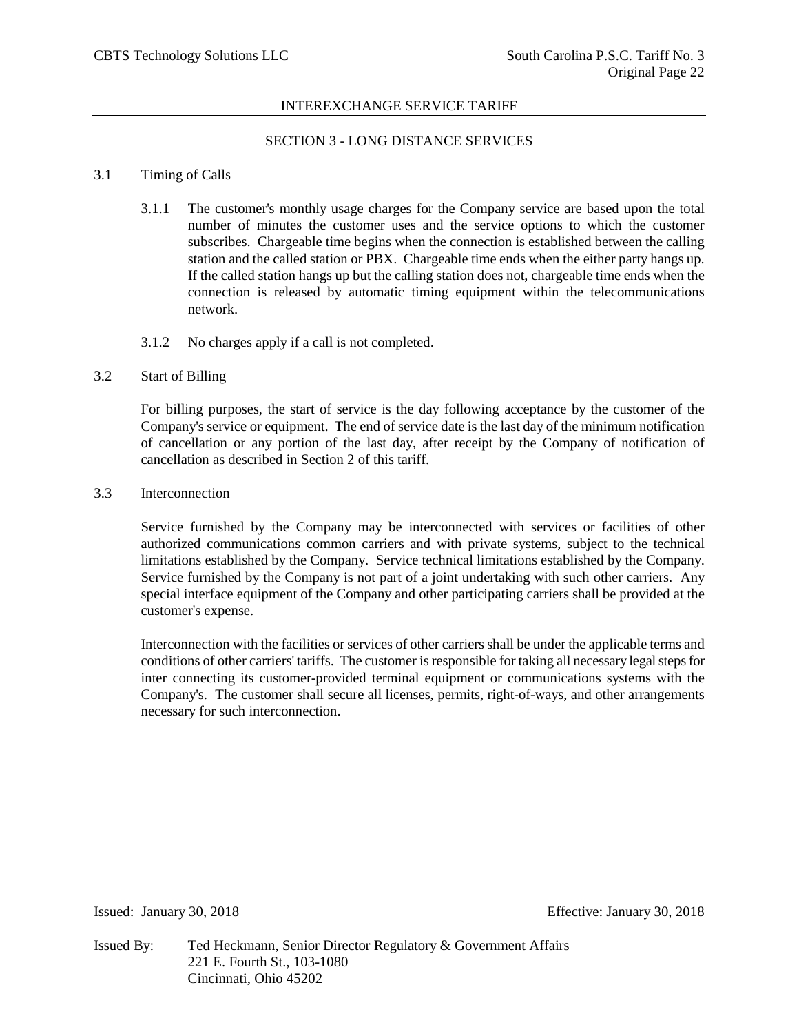## SECTION 3 - LONG DISTANCE SERVICES

### 3.1 Timing of Calls

3.1.1 The customer's monthly usage charges for the Company service are based upon the total number of minutes the customer uses and the service options to which the customer subscribes. Chargeable time begins when the connection is established between the calling station and the called station or PBX. Chargeable time ends when the either party hangs up. If the called station hangs up but the calling station does not, chargeable time ends when the connection is released by automatic timing equipment within the telecommunications network.

3.1.2 No charges apply if a call is not completed.

### 3.2 Start of Billing

For billing purposes, the start of service is the day following acceptance by the customer of the Company's service or equipment. The end of service date is the last day of the minimum notification of cancellation or any portion of the last day, after receipt by the Company of notification of cancellation as described in Section 2 of this tariff.

### 3.3 Interconnection

Service furnished by the Company may be interconnected with services or facilities of other authorized communications common carriers and with private systems, subject to the technical limitations established by the Company. Service technical limitations established by the Company. Service furnished by the Company is not part of a joint undertaking with such other carriers. Any special interface equipment of the Company and other participating carriers shall be provided at the customer's expense.

Interconnection with the facilities or services of other carriers shall be under the applicable terms and conditions of other carriers' tariffs. The customer is responsible for taking all necessary legal steps for inter connecting its customer-provided terminal equipment or communications systems with the Company's. The customer shall secure all licenses, permits, right-of-ways, and other arrangements necessary for such interconnection.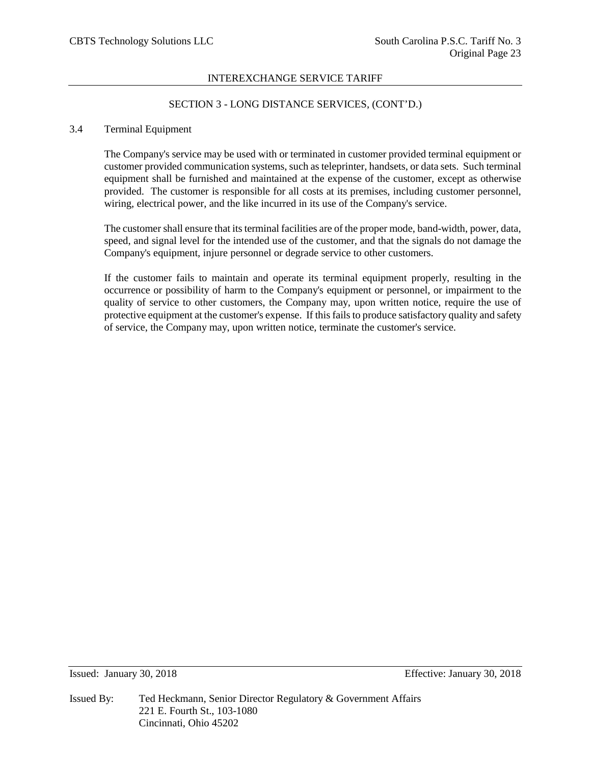## SECTION 3 - LONG DISTANCE SERVICES, (CONT'D.)

### 3.4 Terminal Equipment

The Company's service may be used with or terminated in customer provided terminal equipment or customer provided communication systems, such as teleprinter, handsets, or data sets. Such terminal equipment shall be furnished and maintained at the expense of the customer, except as otherwise provided. The customer is responsible for all costs at its premises, including customer personnel, wiring, electrical power, and the like incurred in its use of the Company's service.

The customer shall ensure that its terminal facilities are of the proper mode, band-width, power, data, speed, and signal level for the intended use of the customer, and that the signals do not damage the Company's equipment, injure personnel or degrade service to other customers.

If the customer fails to maintain and operate its terminal equipment properly, resulting in the occurrence or possibility of harm to the Company's equipment or personnel, or impairment to the quality of service to other customers, the Company may, upon written notice, require the use of protective equipment at the customer's expense. If this fails to produce satisfactory quality and safety of service, the Company may, upon written notice, terminate the customer's service.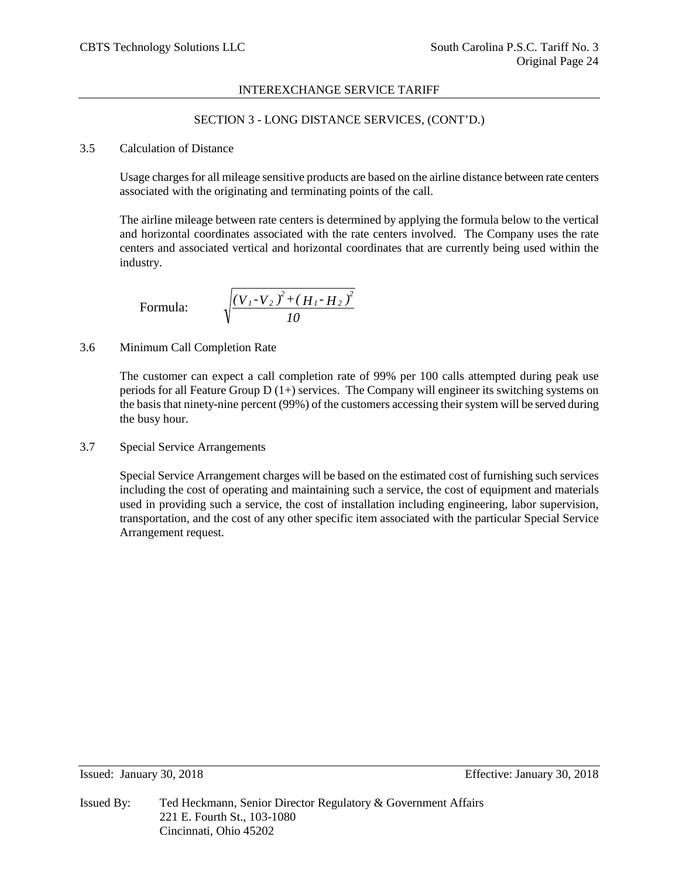INTEREXCHANGE SERVICE TARIFF

SECTION 3 - LONG DISTANCE SERVICES, (CONT'D.)

3.5 Calculation of Distance

Usage charges for all mileage sensitive products are based on the airline distance between rate centers associated with the originating and terminating points of the call.

The airline mileage between rate centers is determined by applying the formula below to the vertical and horizontal coordinates associated with the rate centers involved. The Company uses the rate centers and associated vertical and horizontal coordinates that are currently being used within the industry.

Formula: $$\sqrt{\frac{(V_1 - V_2)^2 + (H_1 - H_2)^2}{10}}$$

3.6 Minimum Call Completion Rate

The customer can expect a call completion rate of 99% per 100 calls attempted during peak use periods for all Feature Group D (1+) services. The Company will engineer its switching systems on the basis that ninety-nine percent (99%) of the customers accessing their system will be served during the busy hour.

3.7 Special Service Arrangements

Special Service Arrangement charges will be based on the estimated cost of furnishing such services including the cost of operating and maintaining such a service, the cost of equipment and materials used in providing such a service, the cost of installation including engineering, labor supervision, transportation, and the cost of any other specific item associated with the particular Special Service Arrangement request.

Issued: January 30, 2018 Effective: January 30, 2018

Issued By: Ted Heckmann, Senior Director Regulatory & Government Affairs
221 E. Fourth St., 103-1080
Cincinnati, Ohio 45202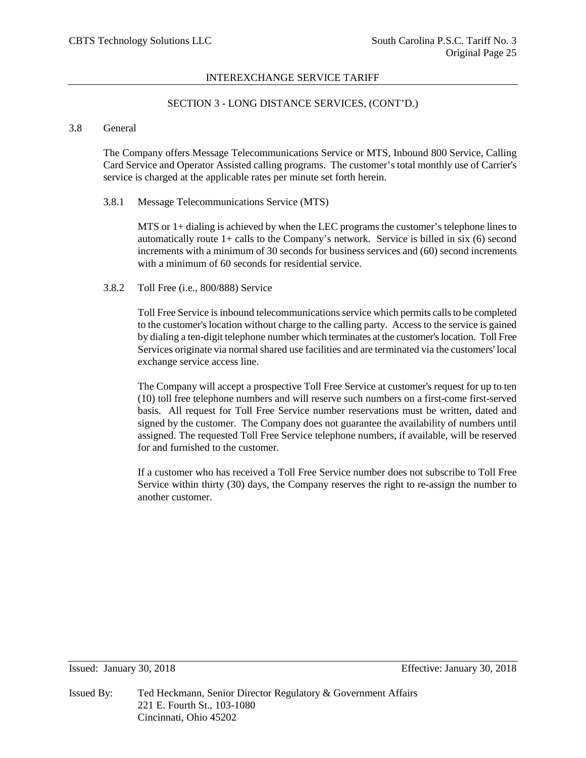## SECTION 3 - LONG DISTANCE SERVICES, (CONT'D.)

### 3.8 General

The Company offers Message Telecommunications Service or MTS, Inbound 800 Service, Calling Card Service and Operator Assisted calling programs. The customer's total monthly use of Carrier's service is charged at the applicable rates per minute set forth herein.

#### 3.8.1 Message Telecommunications Service (MTS)

MTS or 1+ dialing is achieved by when the LEC programs the customer's telephone lines to automatically route 1+ calls to the Company's network. Service is billed in six (6) second increments with a minimum of 30 seconds for business services and (60) second increments with a minimum of 60 seconds for residential service.

#### 3.8.2 Toll Free (i.e., 800/888) Service

Toll Free Service is inbound telecommunications service which permits calls to be completed to the customer's location without charge to the calling party. Access to the service is gained by dialing a ten-digit telephone number which terminates at the customer's location. Toll Free Services originate via normal shared use facilities and are terminated via the customers' local exchange service access line.

The Company will accept a prospective Toll Free Service at customer's request for up to ten (10) toll free telephone numbers and will reserve such numbers on a first-come first-served basis. All request for Toll Free Service number reservations must be written, dated and signed by the customer. The Company does not guarantee the availability of numbers until assigned. The requested Toll Free Service telephone numbers, if available, will be reserved for and furnished to the customer.

If a customer who has received a Toll Free Service number does not subscribe to Toll Free Service within thirty (30) days, the Company reserves the right to re-assign the number to another customer.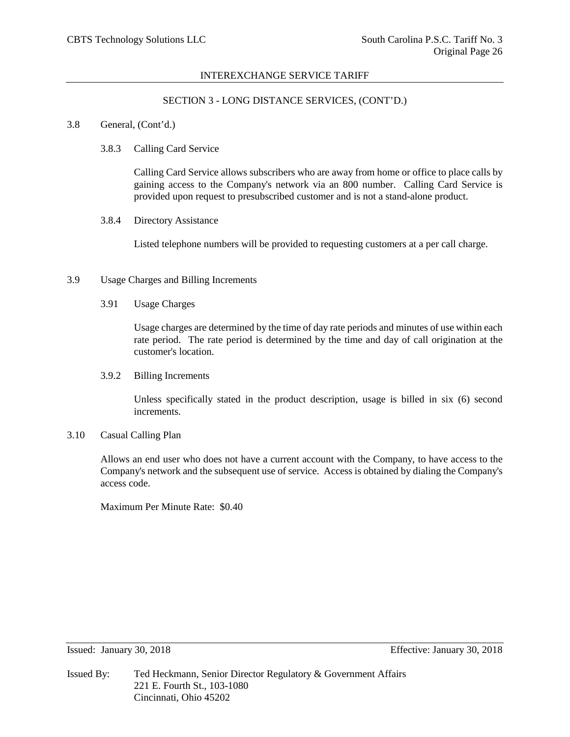INTEREXCHANGE SERVICE TARIFF

SECTION 3 - LONG DISTANCE SERVICES, (CONT'D.)

3.8 General, (Cont'd.)

3.8.3 Calling Card Service

Calling Card Service allows subscribers who are away from home or office to place calls by gaining access to the Company's network via an 800 number. Calling Card Service is provided upon request to presubscribed customer and is not a stand-alone product.

3.8.4 Directory Assistance

Listed telephone numbers will be provided to requesting customers at a per call charge.

3.9 Usage Charges and Billing Increments

3.91 Usage Charges

Usage charges are determined by the time of day rate periods and minutes of use within each rate period. The rate period is determined by the time and day of call origination at the customer's location.

3.9.2 Billing Increments

Unless specifically stated in the product description, usage is billed in six (6) second increments.

3.10 Casual Calling Plan

Allows an end user who does not have a current account with the Company, to have access to the Company's network and the subsequent use of service. Access is obtained by dialing the Company's access code.

Maximum Per Minute Rate: $0.40

Issued: January 30, 2018 Effective: January 30, 2018

Issued By: Ted Heckmann, Senior Director Regulatory & Government Affairs
221 E. Fourth St., 103-1080
Cincinnati, Ohio 45202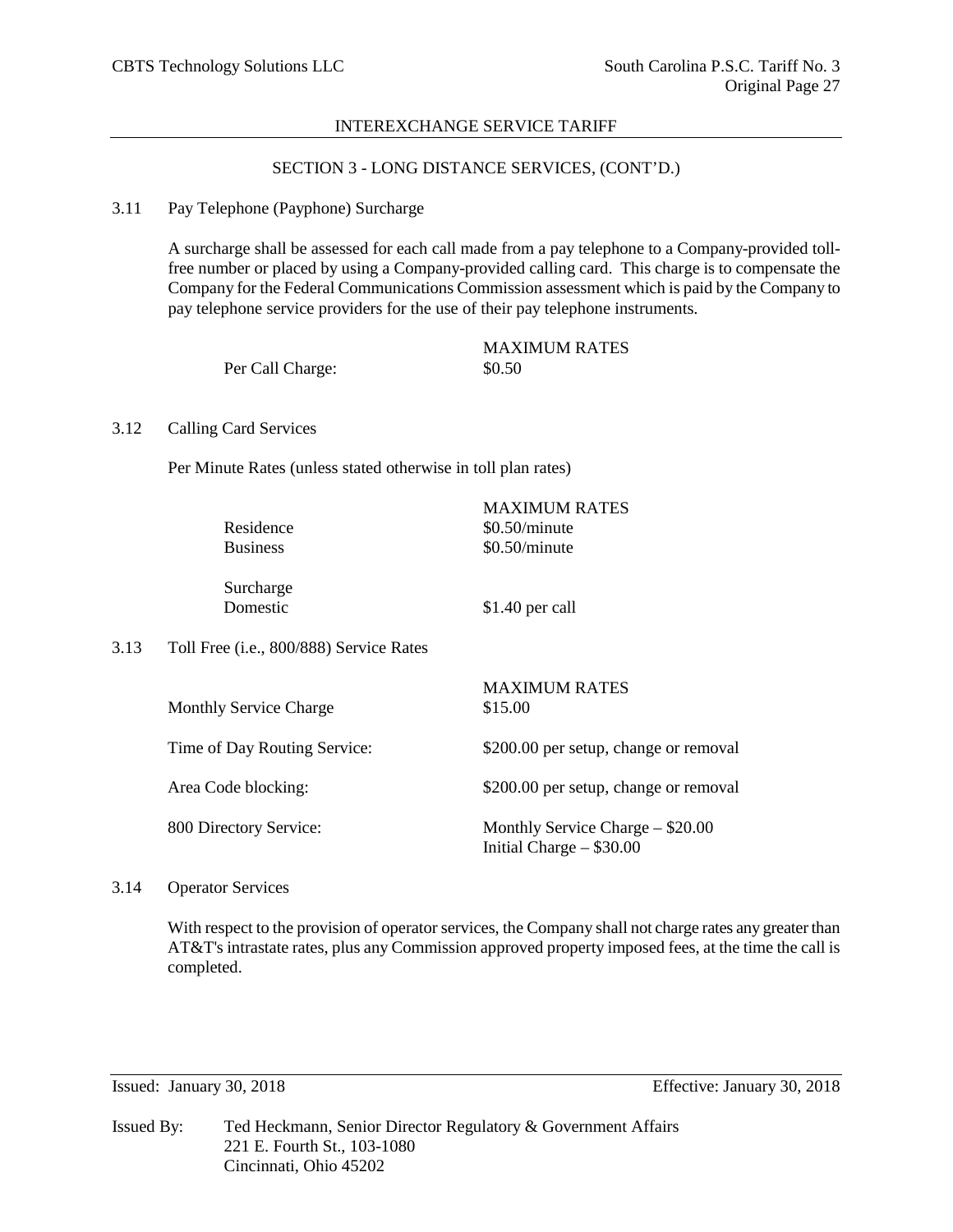## SECTION 3 - LONG DISTANCE SERVICES, (CONT'D.)

### 3.11 Pay Telephone (Payphone) Surcharge

A surcharge shall be assessed for each call made from a pay telephone to a Company-provided toll-free number or placed by using a Company-provided calling card. This charge is to compensate the Company for the Federal Communications Commission assessment which is paid by the Company to pay telephone service providers for the use of their pay telephone instruments.

| | MAXIMUM RATES |
|---|---|
| Per Call Charge: | $0.50 |

### 3.12 Calling Card Services

Per Minute Rates (unless stated otherwise in toll plan rates)

| | MAXIMUM RATES |
|---|---|
| Residence | $0.50/minute |
| Business | $0.50/minute |
| Surcharge | |
| Domestic | $1.40 per call |

### 3.13 Toll Free (i.e., 800/888) Service Rates

| | MAXIMUM RATES |
|---|---|
| Monthly Service Charge | $15.00 |
| Time of Day Routing Service: | $200.00 per setup, change or removal |
| Area Code blocking: | $200.00 per setup, change or removal |
| 800 Directory Service: | Monthly Service Charge – $20.00<br>Initial Charge – $30.00 |

### 3.14 Operator Services

With respect to the provision of operator services, the Company shall not charge rates any greater than AT&T's intrastate rates, plus any Commission approved property imposed fees, at the time the call is completed.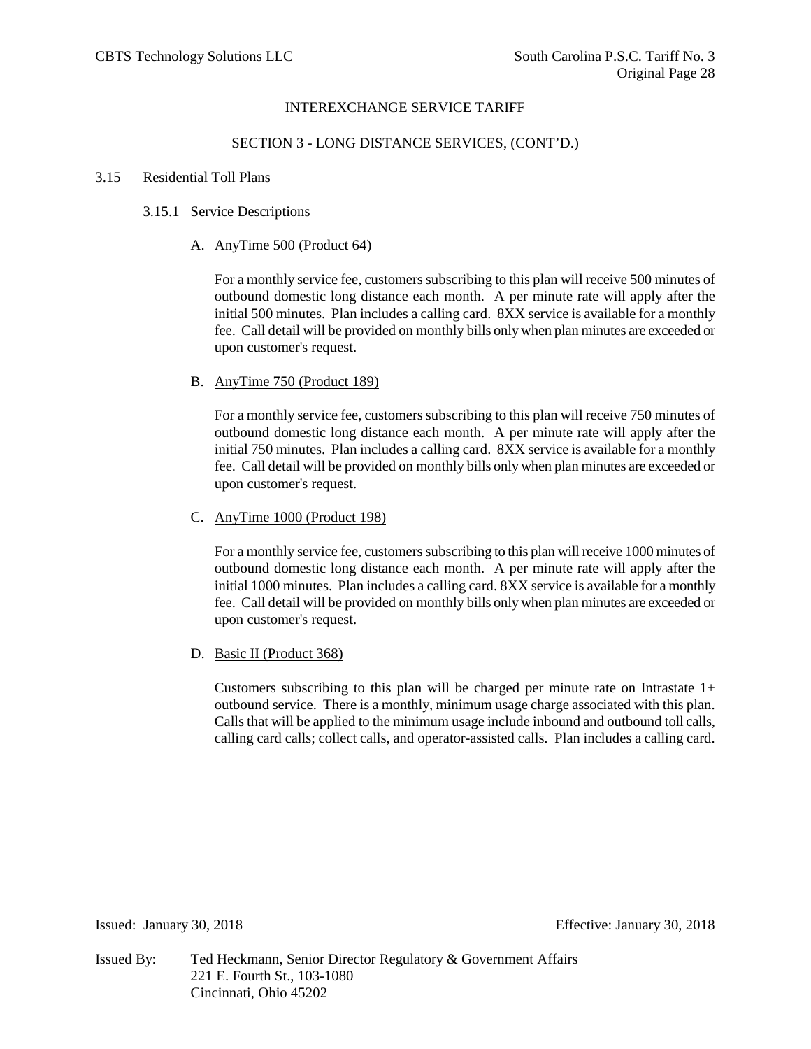## SECTION 3 - LONG DISTANCE SERVICES, (CONT'D.)

### 3.15 Residential Toll Plans

#### 3.15.1 Service Descriptions

A. <u>AnyTime 500 (Product 64)</u>

For a monthly service fee, customers subscribing to this plan will receive 500 minutes of outbound domestic long distance each month. A per minute rate will apply after the initial 500 minutes. Plan includes a calling card. 8XX service is available for a monthly fee. Call detail will be provided on monthly bills only when plan minutes are exceeded or upon customer's request.

B. <u>AnyTime 750 (Product 189)</u>

For a monthly service fee, customers subscribing to this plan will receive 750 minutes of outbound domestic long distance each month. A per minute rate will apply after the initial 750 minutes. Plan includes a calling card. 8XX service is available for a monthly fee. Call detail will be provided on monthly bills only when plan minutes are exceeded or upon customer's request.

C. <u>AnyTime 1000 (Product 198)</u>

For a monthly service fee, customers subscribing to this plan will receive 1000 minutes of outbound domestic long distance each month. A per minute rate will apply after the initial 1000 minutes. Plan includes a calling card. 8XX service is available for a monthly fee. Call detail will be provided on monthly bills only when plan minutes are exceeded or upon customer's request.

D. <u>Basic II (Product 368)</u>

Customers subscribing to this plan will be charged per minute rate on Intrastate 1+ outbound service. There is a monthly, minimum usage charge associated with this plan. Calls that will be applied to the minimum usage include inbound and outbound toll calls, calling card calls; collect calls, and operator-assisted calls. Plan includes a calling card.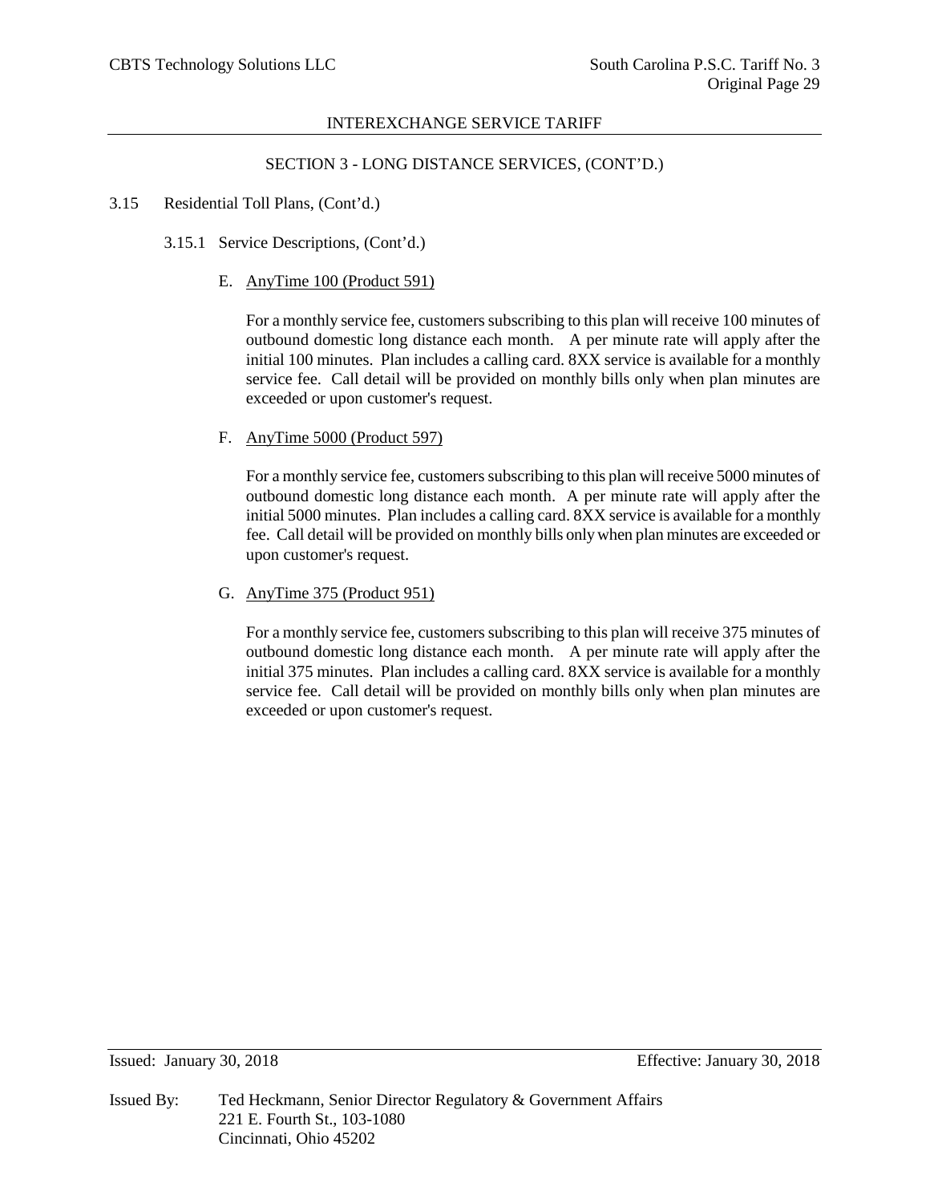## SECTION 3 - LONG DISTANCE SERVICES, (CONT'D.)

3.15 Residential Toll Plans, (Cont'd.)

3.15.1 Service Descriptions, (Cont'd.)

E. AnyTime 100 (Product 591)

For a monthly service fee, customers subscribing to this plan will receive 100 minutes of outbound domestic long distance each month. A per minute rate will apply after the initial 100 minutes. Plan includes a calling card. 8XX service is available for a monthly service fee. Call detail will be provided on monthly bills only when plan minutes are exceeded or upon customer's request.

F. AnyTime 5000 (Product 597)

For a monthly service fee, customers subscribing to this plan will receive 5000 minutes of outbound domestic long distance each month. A per minute rate will apply after the initial 5000 minutes. Plan includes a calling card. 8XX service is available for a monthly fee. Call detail will be provided on monthly bills only when plan minutes are exceeded or upon customer's request.

G. AnyTime 375 (Product 951)

For a monthly service fee, customers subscribing to this plan will receive 375 minutes of outbound domestic long distance each month. A per minute rate will apply after the initial 375 minutes. Plan includes a calling card. 8XX service is available for a monthly service fee. Call detail will be provided on monthly bills only when plan minutes are exceeded or upon customer's request.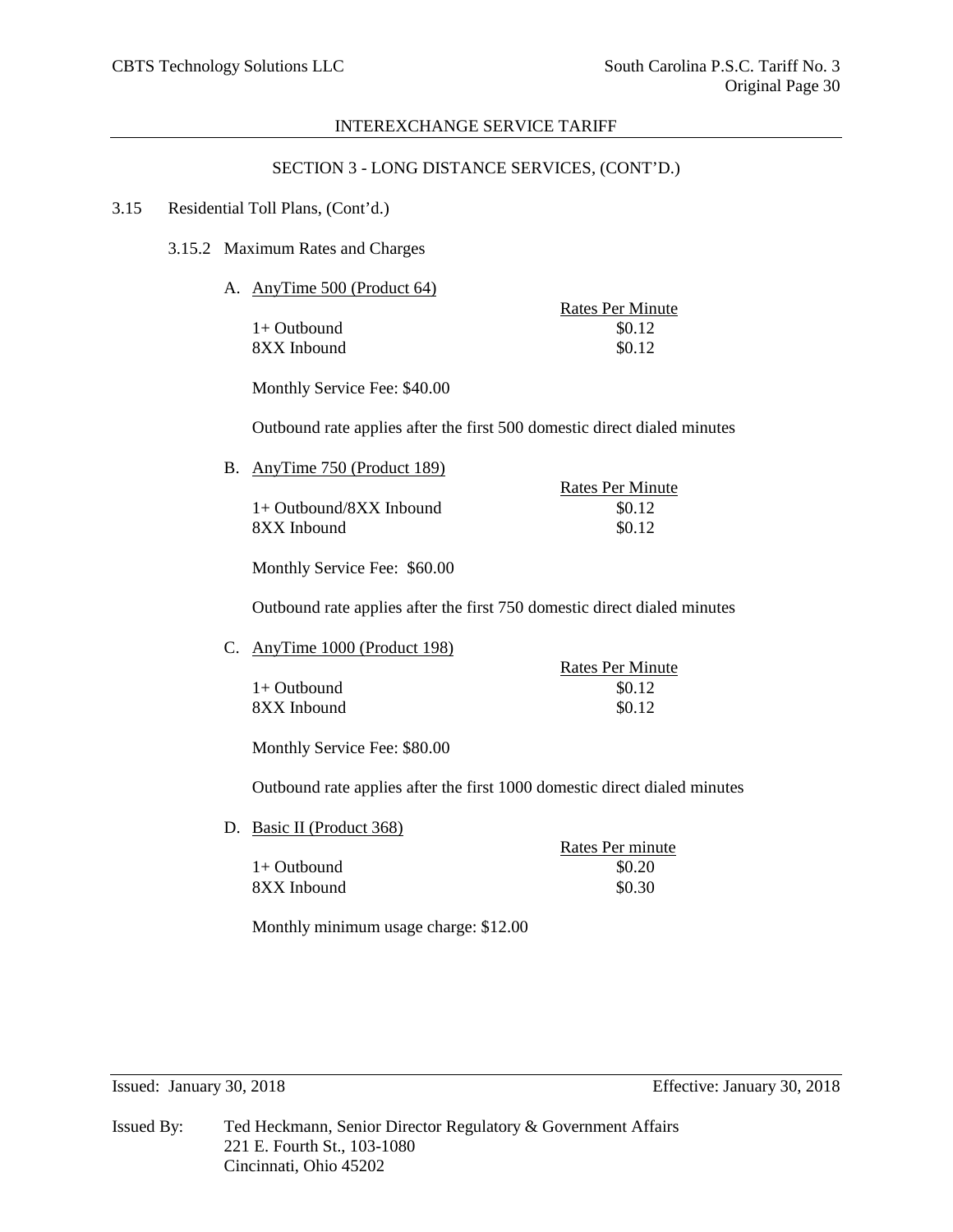INTEREXCHANGE SERVICE TARIFF

SECTION 3 - LONG DISTANCE SERVICES, (CONT'D.)

3.15 Residential Toll Plans, (Cont'd.)

3.15.2 Maximum Rates and Charges

A. AnyTime 500 (Product 64)

| | Rates Per Minute |
|---|---|
| 1+ Outbound | $0.12 |
| 8XX Inbound | $0.12 |

Monthly Service Fee: $40.00

Outbound rate applies after the first 500 domestic direct dialed minutes

B. AnyTime 750 (Product 189)

| | Rates Per Minute |
|---|---|
| 1+ Outbound/8XX Inbound | $0.12 |
| 8XX Inbound | $0.12 |

Monthly Service Fee: $60.00

Outbound rate applies after the first 750 domestic direct dialed minutes

C. AnyTime 1000 (Product 198)

| | Rates Per Minute |
|---|---|
| 1+ Outbound | $0.12 |
| 8XX Inbound | $0.12 |

Monthly Service Fee: $80.00

Outbound rate applies after the first 1000 domestic direct dialed minutes

D. Basic II (Product 368)

| | Rates Per minute |
|---|---|
| 1+ Outbound | $0.20 |
| 8XX Inbound | $0.30 |

Monthly minimum usage charge: $12.00

Issued: January 30, 2018 Effective: January 30, 2018

Issued By: Ted Heckmann, Senior Director Regulatory & Government Affairs
221 E. Fourth St., 103-1080
Cincinnati, Ohio 45202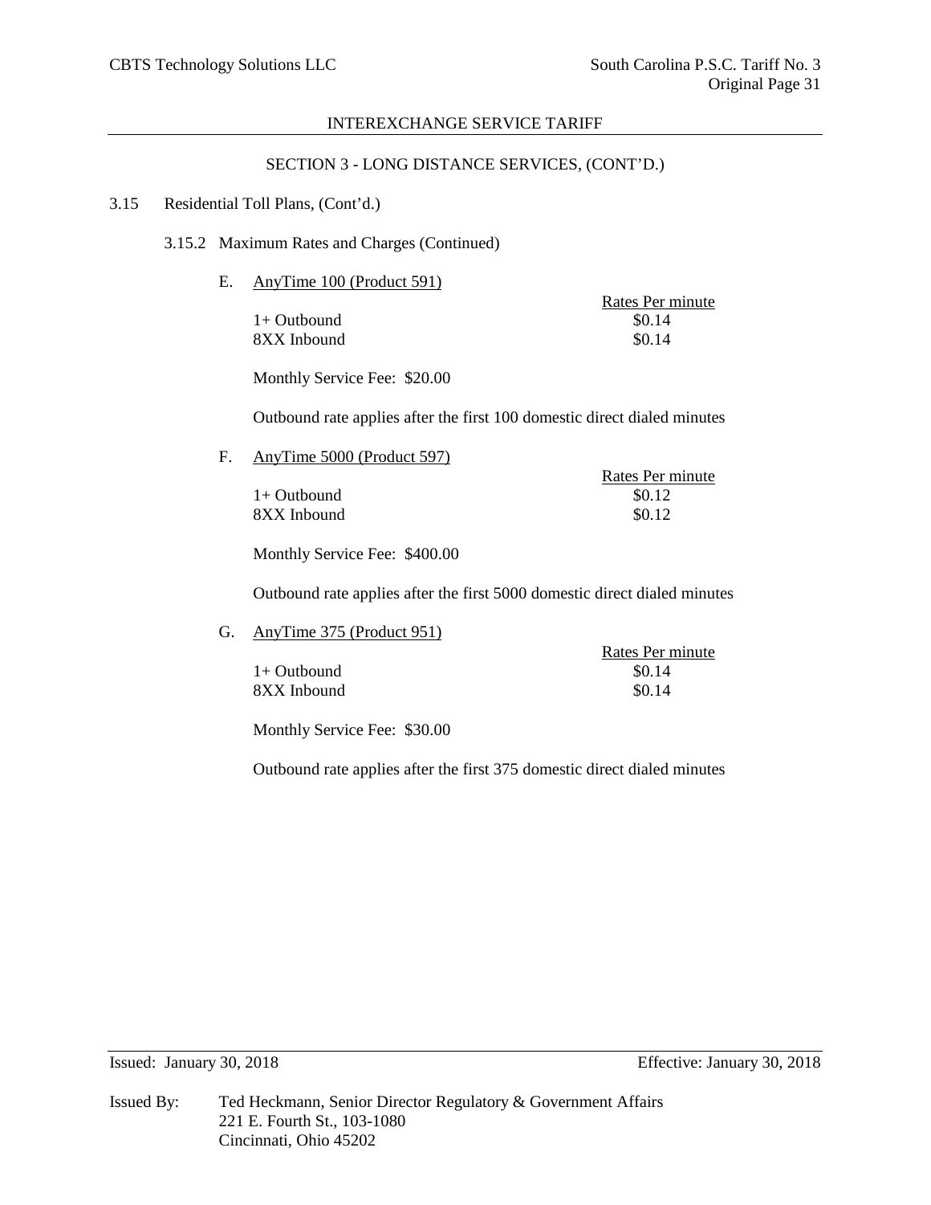INTEREXCHANGE SERVICE TARIFF

SECTION 3 - LONG DISTANCE SERVICES, (CONT'D.)

3.15 Residential Toll Plans, (Cont'd.)

3.15.2 Maximum Rates and Charges (Continued)

E. AnyTime 100 (Product 591)

| | Rates Per minute |
|---|---|
| 1+ Outbound | $0.14 |
| 8XX Inbound | $0.14 |

Monthly Service Fee: $20.00

Outbound rate applies after the first 100 domestic direct dialed minutes

F. AnyTime 5000 (Product 597)

| | Rates Per minute |
|---|---|
| 1+ Outbound | $0.12 |
| 8XX Inbound | $0.12 |

Monthly Service Fee: $400.00

Outbound rate applies after the first 5000 domestic direct dialed minutes

G. AnyTime 375 (Product 951)

| | Rates Per minute |
|---|---|
| 1+ Outbound | $0.14 |
| 8XX Inbound | $0.14 |

Monthly Service Fee: $30.00

Outbound rate applies after the first 375 domestic direct dialed minutes

Issued: January 30, 2018 Effective: January 30, 2018

Issued By: Ted Heckmann, Senior Director Regulatory & Government Affairs
221 E. Fourth St., 103-1080
Cincinnati, Ohio 45202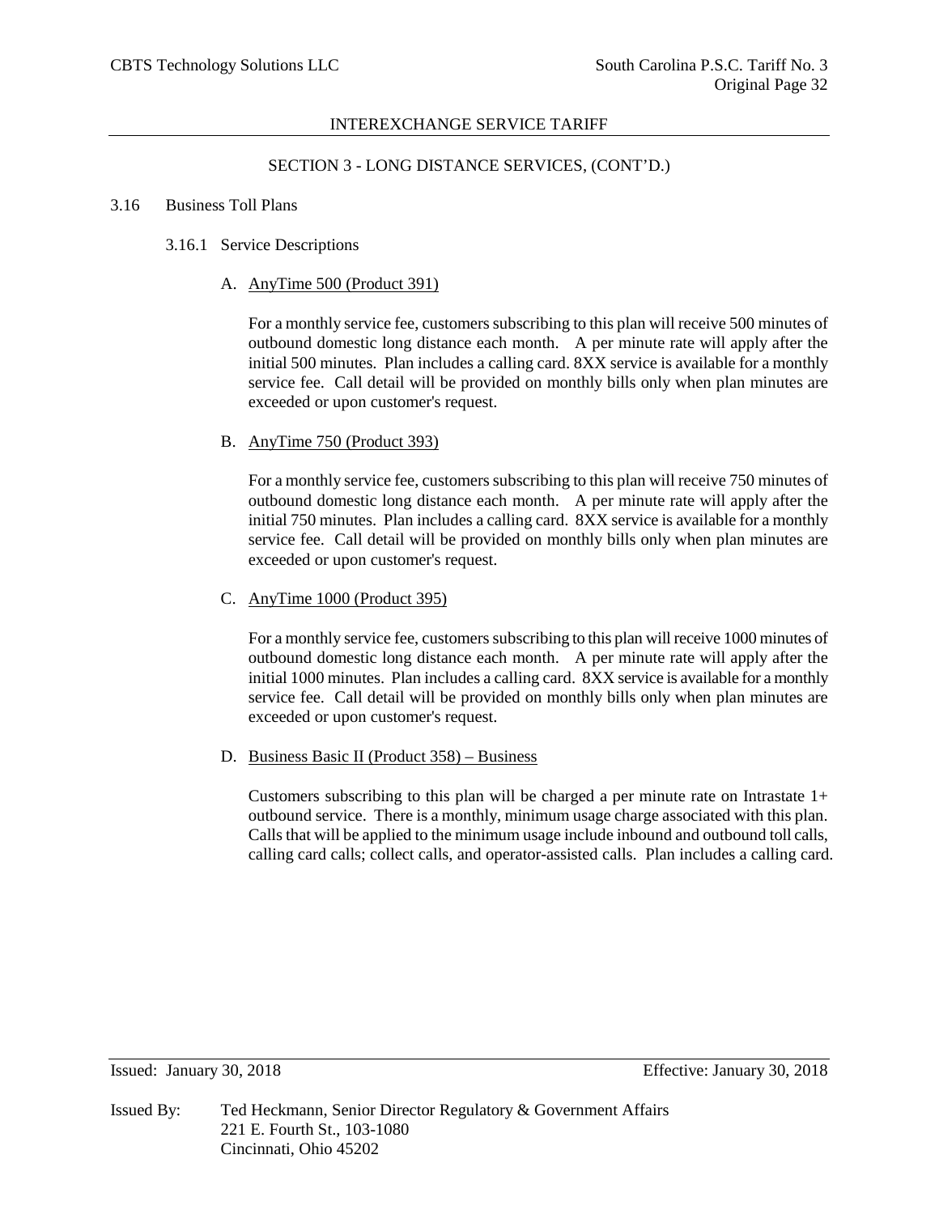## SECTION 3 - LONG DISTANCE SERVICES, (CONT'D.)

### 3.16 Business Toll Plans

#### 3.16.1 Service Descriptions

A. AnyTime 500 (Product 391)

For a monthly service fee, customers subscribing to this plan will receive 500 minutes of outbound domestic long distance each month. A per minute rate will apply after the initial 500 minutes. Plan includes a calling card. 8XX service is available for a monthly service fee. Call detail will be provided on monthly bills only when plan minutes are exceeded or upon customer's request.

B. AnyTime 750 (Product 393)

For a monthly service fee, customers subscribing to this plan will receive 750 minutes of outbound domestic long distance each month. A per minute rate will apply after the initial 750 minutes. Plan includes a calling card. 8XX service is available for a monthly service fee. Call detail will be provided on monthly bills only when plan minutes are exceeded or upon customer's request.

C. AnyTime 1000 (Product 395)

For a monthly service fee, customers subscribing to this plan will receive 1000 minutes of outbound domestic long distance each month. A per minute rate will apply after the initial 1000 minutes. Plan includes a calling card. 8XX service is available for a monthly service fee. Call detail will be provided on monthly bills only when plan minutes are exceeded or upon customer's request.

D. Business Basic II (Product 358) – Business

Customers subscribing to this plan will be charged a per minute rate on Intrastate 1+ outbound service. There is a monthly, minimum usage charge associated with this plan. Calls that will be applied to the minimum usage include inbound and outbound toll calls, calling card calls; collect calls, and operator-assisted calls. Plan includes a calling card.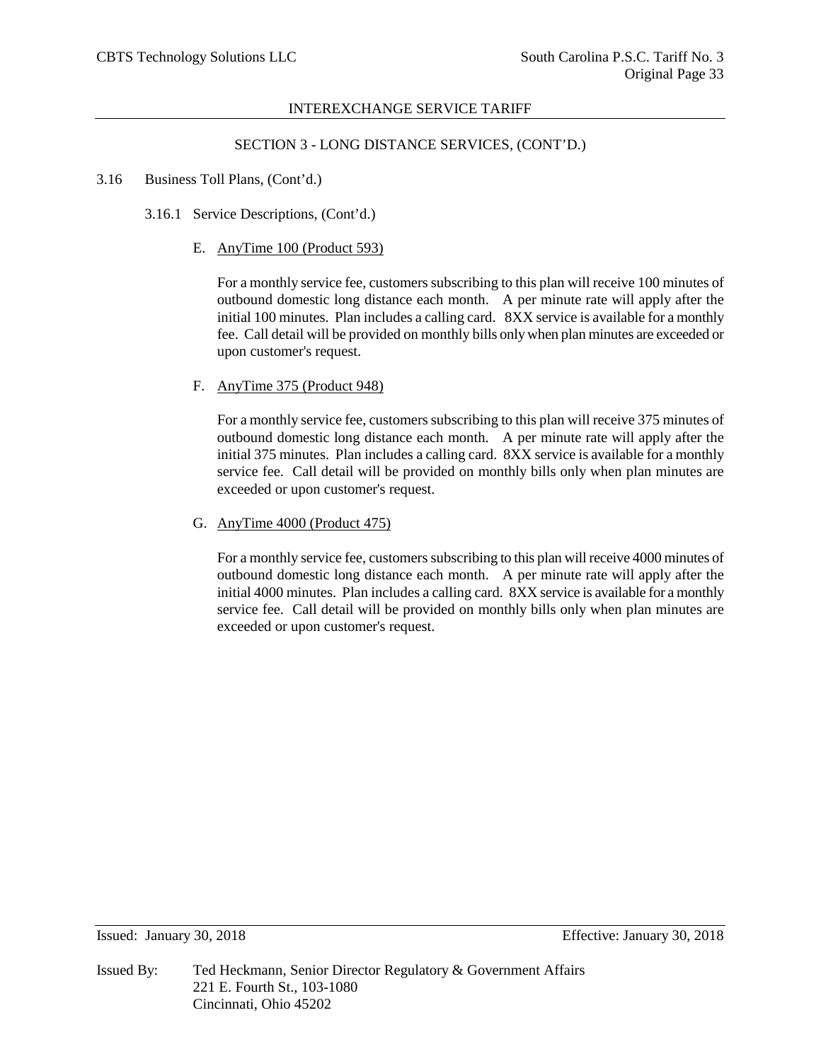## SECTION 3 - LONG DISTANCE SERVICES, (CONT'D.)

3.16 Business Toll Plans, (Cont'd.)

3.16.1 Service Descriptions, (Cont'd.)

E. <u>AnyTime 100 (Product 593)</u>

For a monthly service fee, customers subscribing to this plan will receive 100 minutes of outbound domestic long distance each month. A per minute rate will apply after the initial 100 minutes. Plan includes a calling card. 8XX service is available for a monthly fee. Call detail will be provided on monthly bills only when plan minutes are exceeded or upon customer's request.

F. <u>AnyTime 375 (Product 948)</u>

For a monthly service fee, customers subscribing to this plan will receive 375 minutes of outbound domestic long distance each month. A per minute rate will apply after the initial 375 minutes. Plan includes a calling card. 8XX service is available for a monthly service fee. Call detail will be provided on monthly bills only when plan minutes are exceeded or upon customer's request.

G. <u>AnyTime 4000 (Product 475)</u>

For a monthly service fee, customers subscribing to this plan will receive 4000 minutes of outbound domestic long distance each month. A per minute rate will apply after the initial 4000 minutes. Plan includes a calling card. 8XX service is available for a monthly service fee. Call detail will be provided on monthly bills only when plan minutes are exceeded or upon customer's request.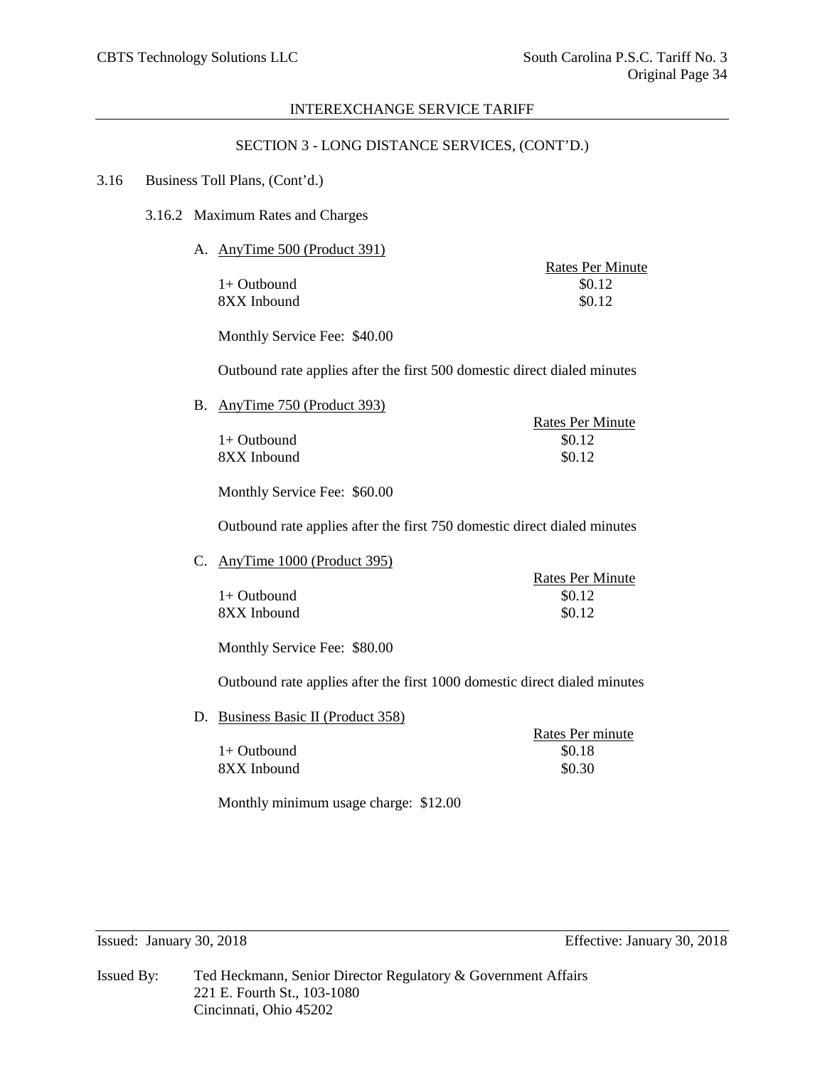## SECTION 3 - LONG DISTANCE SERVICES, (CONT'D.)

### 3.16 Business Toll Plans, (Cont'd.)

#### 3.16.2 Maximum Rates and Charges

A. AnyTime 500 (Product 391)

| | Rates Per Minute |
|---|---|
| 1+ Outbound | $0.12 |
| 8XX Inbound | $0.12 |

Monthly Service Fee: $40.00

Outbound rate applies after the first 500 domestic direct dialed minutes

B. AnyTime 750 (Product 393)

| | Rates Per Minute |
|---|---|
| 1+ Outbound | $0.12 |
| 8XX Inbound | $0.12 |

Monthly Service Fee: $60.00

Outbound rate applies after the first 750 domestic direct dialed minutes

C. AnyTime 1000 (Product 395)

| | Rates Per Minute |
|---|---|
| 1+ Outbound | $0.12 |
| 8XX Inbound | $0.12 |

Monthly Service Fee: $80.00

Outbound rate applies after the first 1000 domestic direct dialed minutes

D. Business Basic II (Product 358)

| | Rates Per minute |
|---|---|
| 1+ Outbound | $0.18 |
| 8XX Inbound | $0.30 |

Monthly minimum usage charge: $12.00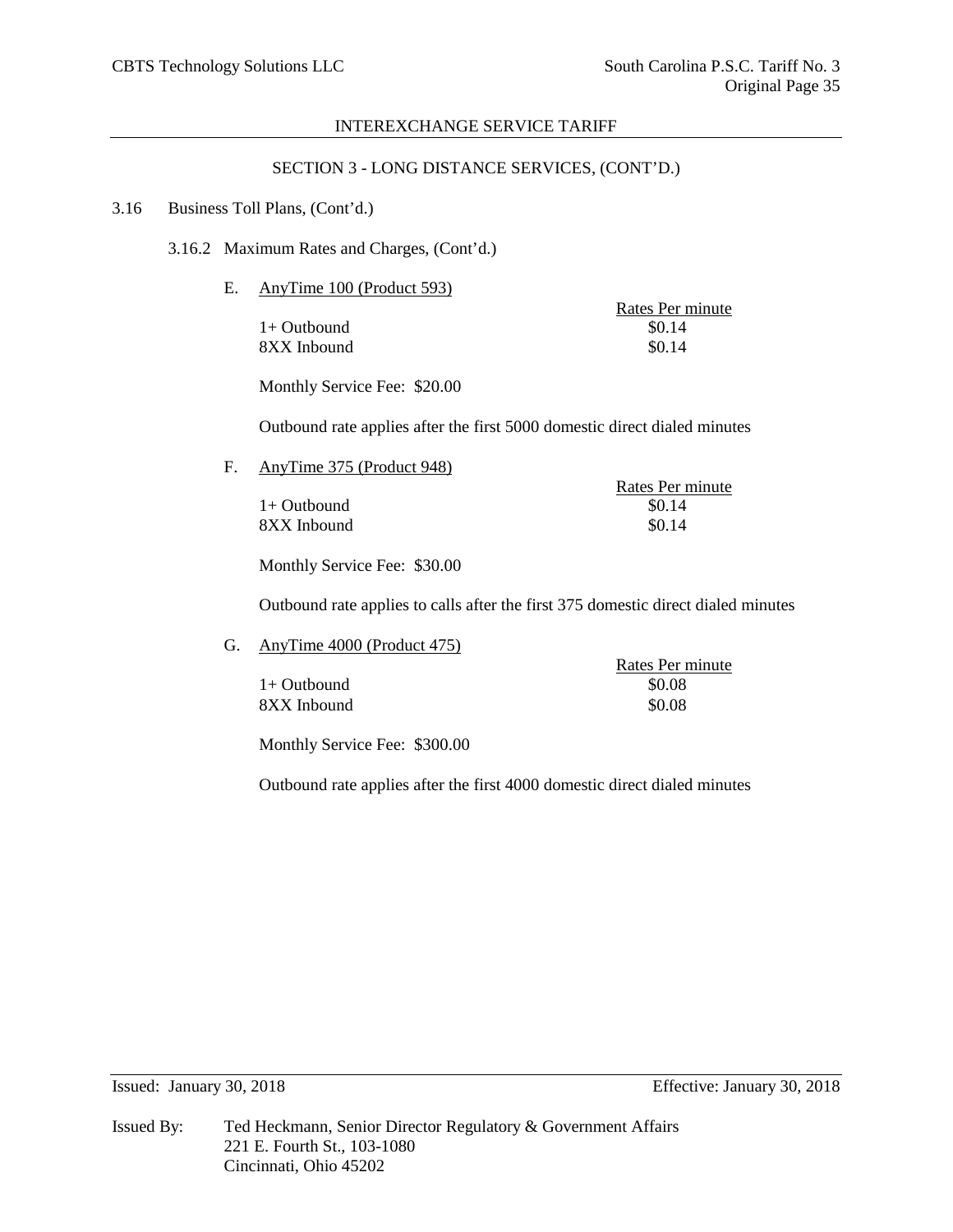INTEREXCHANGE SERVICE TARIFF

SECTION 3 - LONG DISTANCE SERVICES, (CONT'D.)

3.16 Business Toll Plans, (Cont'd.)

3.16.2 Maximum Rates and Charges, (Cont'd.)

E. AnyTime 100 (Product 593)

| | Rates Per minute |
|---|---|
| 1+ Outbound | $0.14 |
| 8XX Inbound | $0.14 |

Monthly Service Fee: $20.00

Outbound rate applies after the first 5000 domestic direct dialed minutes

F. AnyTime 375 (Product 948)

| | Rates Per minute |
|---|---|
| 1+ Outbound | $0.14 |
| 8XX Inbound | $0.14 |

Monthly Service Fee: $30.00

Outbound rate applies to calls after the first 375 domestic direct dialed minutes

G. AnyTime 4000 (Product 475)

| | Rates Per minute |
|---|---|
| 1+ Outbound | $0.08 |
| 8XX Inbound | $0.08 |

Monthly Service Fee: $300.00

Outbound rate applies after the first 4000 domestic direct dialed minutes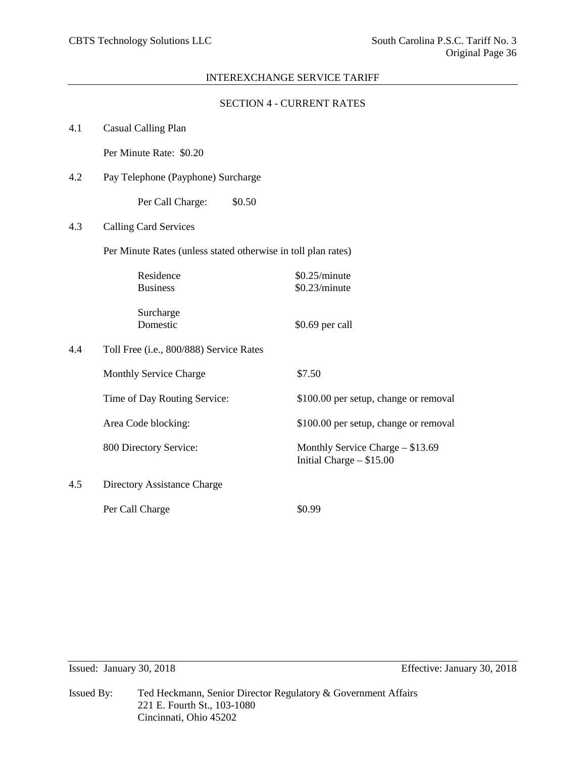## SECTION 4 - CURRENT RATES

### 4.1 Casual Calling Plan

Per Minute Rate: $0.20

### 4.2 Pay Telephone (Payphone) Surcharge

Per Call Charge: $0.50

### 4.3 Calling Card Services

Per Minute Rates (unless stated otherwise in toll plan rates)

| | |
|---|---|
| Residence | $0.25/minute |
| Business | $0.23/minute |
| Surcharge<br>Domestic | $0.69 per call |

### 4.4 Toll Free (i.e., 800/888) Service Rates

| | |
|---|---|
| Monthly Service Charge | $7.50 |
| Time of Day Routing Service: | $100.00 per setup, change or removal |
| Area Code blocking: | $100.00 per setup, change or removal |
| 800 Directory Service: | Monthly Service Charge – $13.69<br>Initial Charge – $15.00 |

### 4.5 Directory Assistance Charge

Per Call Charge $0.99

Issued: January 30, 2018 Effective: January 30, 2018

Issued By: Ted Heckmann, Senior Director Regulatory & Government Affairs
221 E. Fourth St., 103-1080
Cincinnati, Ohio 45202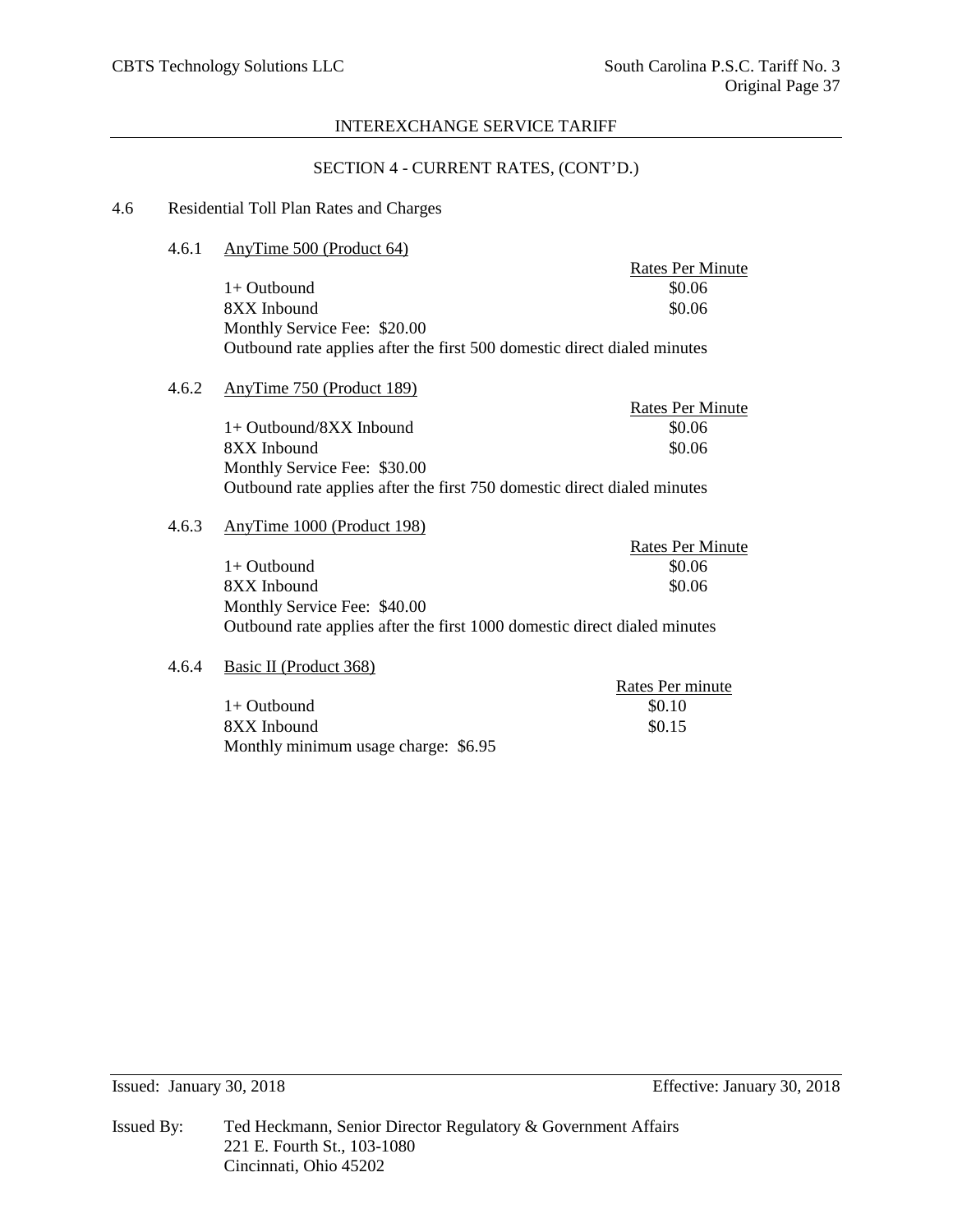## SECTION 4 - CURRENT RATES, (CONT'D.)

### 4.6 Residential Toll Plan Rates and Charges

#### 4.6.1 AnyTime 500 (Product 64)

| | Rates Per Minute |
|---|---|
| 1+ Outbound | $0.06 |
| 8XX Inbound | $0.06 |

Monthly Service Fee: $20.00

Outbound rate applies after the first 500 domestic direct dialed minutes

#### 4.6.2 AnyTime 750 (Product 189)

| | Rates Per Minute |
|---|---|
| 1+ Outbound/8XX Inbound | $0.06 |
| 8XX Inbound | $0.06 |

Monthly Service Fee: $30.00

Outbound rate applies after the first 750 domestic direct dialed minutes

#### 4.6.3 AnyTime 1000 (Product 198)

| | Rates Per Minute |
|---|---|
| 1+ Outbound | $0.06 |
| 8XX Inbound | $0.06 |

Monthly Service Fee: $40.00

Outbound rate applies after the first 1000 domestic direct dialed minutes

#### 4.6.4 Basic II (Product 368)

| | Rates Per minute |
|---|---|
| 1+ Outbound | $0.10 |
| 8XX Inbound | $0.15 |

Monthly minimum usage charge: $6.95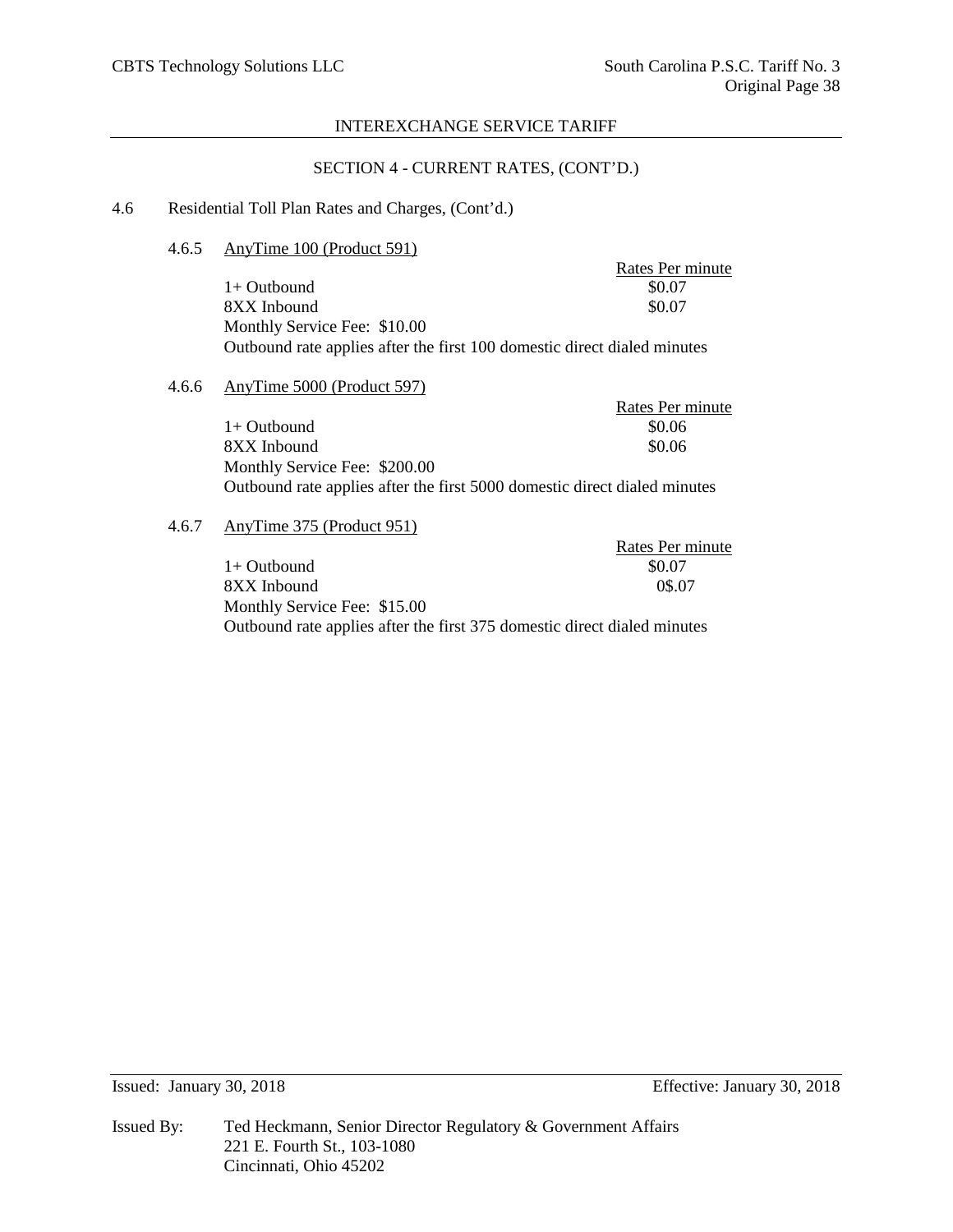## INTEREXCHANGE SERVICE TARIFF

### SECTION 4 - CURRENT RATES, (CONT'D.)

4.6 Residential Toll Plan Rates and Charges, (Cont'd.)

4.6.5 AnyTime 100 (Product 591)

| | Rates Per minute |
|---|---|
| 1+ Outbound | $0.07 |
| 8XX Inbound | $0.07 |

Monthly Service Fee: $10.00

Outbound rate applies after the first 100 domestic direct dialed minutes

4.6.6 AnyTime 5000 (Product 597)

| | Rates Per minute |
|---|---|
| 1+ Outbound | $0.06 |
| 8XX Inbound | $0.06 |

Monthly Service Fee: $200.00

Outbound rate applies after the first 5000 domestic direct dialed minutes

4.6.7 AnyTime 375 (Product 951)

| | Rates Per minute |
|---|---|
| 1+ Outbound | $0.07 |
| 8XX Inbound | 0$.07 |

Monthly Service Fee: $15.00

Outbound rate applies after the first 375 domestic direct dialed minutes

Issued: January 30, 2018 Effective: January 30, 2018

Issued By: Ted Heckmann, Senior Director Regulatory & Government Affairs
221 E. Fourth St., 103-1080
Cincinnati, Ohio 45202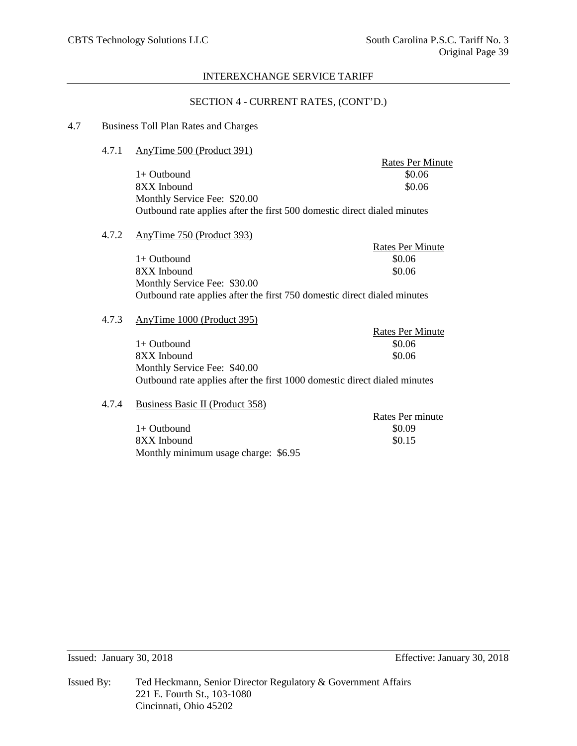## SECTION 4 - CURRENT RATES, (CONT'D.)

### 4.7 Business Toll Plan Rates and Charges

#### 4.7.1 AnyTime 500 (Product 391)

| | Rates Per Minute |
|---|---|
| 1+ Outbound | $0.06 |
| 8XX Inbound | $0.06 |

Monthly Service Fee: $20.00

Outbound rate applies after the first 500 domestic direct dialed minutes

#### 4.7.2 AnyTime 750 (Product 393)

| | Rates Per Minute |
|---|---|
| 1+ Outbound | $0.06 |
| 8XX Inbound | $0.06 |

Monthly Service Fee: $30.00

Outbound rate applies after the first 750 domestic direct dialed minutes

#### 4.7.3 AnyTime 1000 (Product 395)

| | Rates Per Minute |
|---|---|
| 1+ Outbound | $0.06 |
| 8XX Inbound | $0.06 |

Monthly Service Fee: $40.00

Outbound rate applies after the first 1000 domestic direct dialed minutes

#### 4.7.4 Business Basic II (Product 358)

| | Rates Per minute |
|---|---|
| 1+ Outbound | $0.09 |
| 8XX Inbound | $0.15 |

Monthly minimum usage charge: $6.95

Issued: January 30, 2018

Effective: January 30, 2018

Issued By: Ted Heckmann, Senior Director Regulatory & Government Affairs
221 E. Fourth St., 103-1080
Cincinnati, Ohio 45202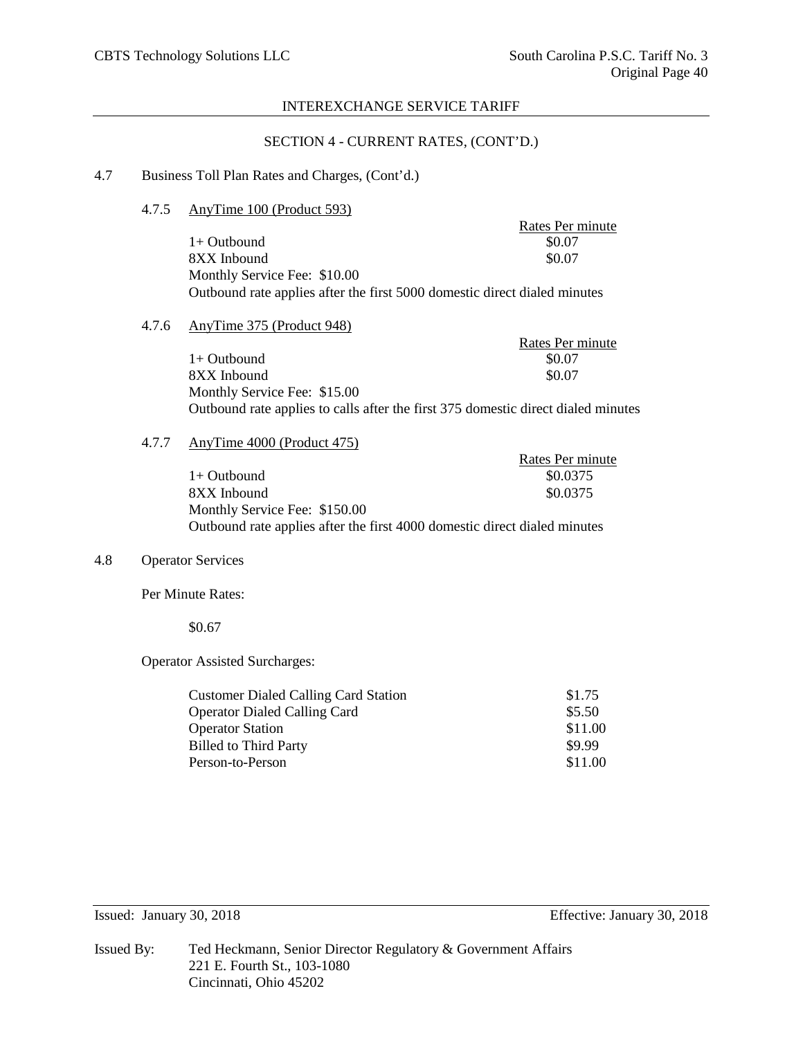INTEREXCHANGE SERVICE TARIFF

SECTION 4 - CURRENT RATES, (CONT'D.)

4.7 Business Toll Plan Rates and Charges, (Cont'd.)

4.7.5 AnyTime 100 (Product 593)

| | Rates Per minute |
|---|---|
| 1+ Outbound | $0.07 |
| 8XX Inbound | $0.07 |

Monthly Service Fee: $10.00

Outbound rate applies after the first 5000 domestic direct dialed minutes

4.7.6 AnyTime 375 (Product 948)

| | Rates Per minute |
|---|---|
| 1+ Outbound | $0.07 |
| 8XX Inbound | $0.07 |

Monthly Service Fee: $15.00

Outbound rate applies to calls after the first 375 domestic direct dialed minutes

4.7.7 AnyTime 4000 (Product 475)

| | Rates Per minute |
|---|---|
| 1+ Outbound | $0.0375 |
| 8XX Inbound | $0.0375 |

Monthly Service Fee: $150.00

Outbound rate applies after the first 4000 domestic direct dialed minutes

4.8 Operator Services

Per Minute Rates:

$0.67

Operator Assisted Surcharges:

| | |
|---|---|
| Customer Dialed Calling Card Station | $1.75 |
| Operator Dialed Calling Card | $5.50 |
| Operator Station | $11.00 |
| Billed to Third Party | $9.99 |
| Person-to-Person | $11.00 |

Issued: January 30, 2018 Effective: January 30, 2018

Issued By: Ted Heckmann, Senior Director Regulatory & Government Affairs
221 E. Fourth St., 103-1080
Cincinnati, Ohio 45202